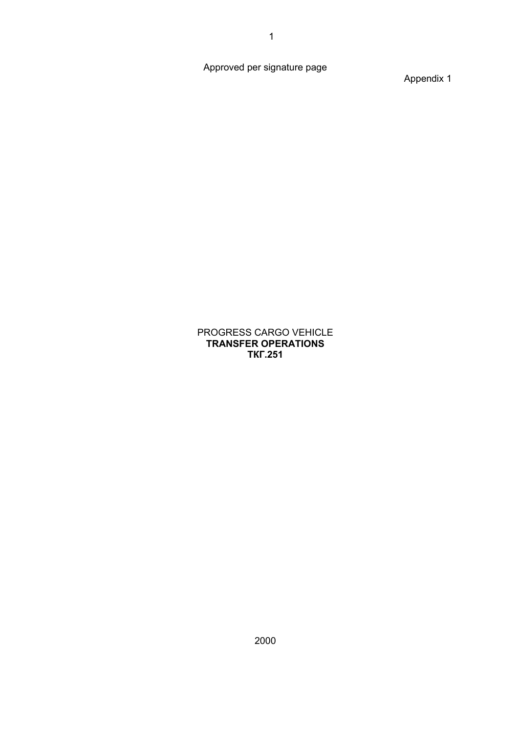Approved per signature page

Appendix 1

PROGRESS CARGO VEHICLE

**TRANSFER OPERATIONS**

**ТКГ.251**

2000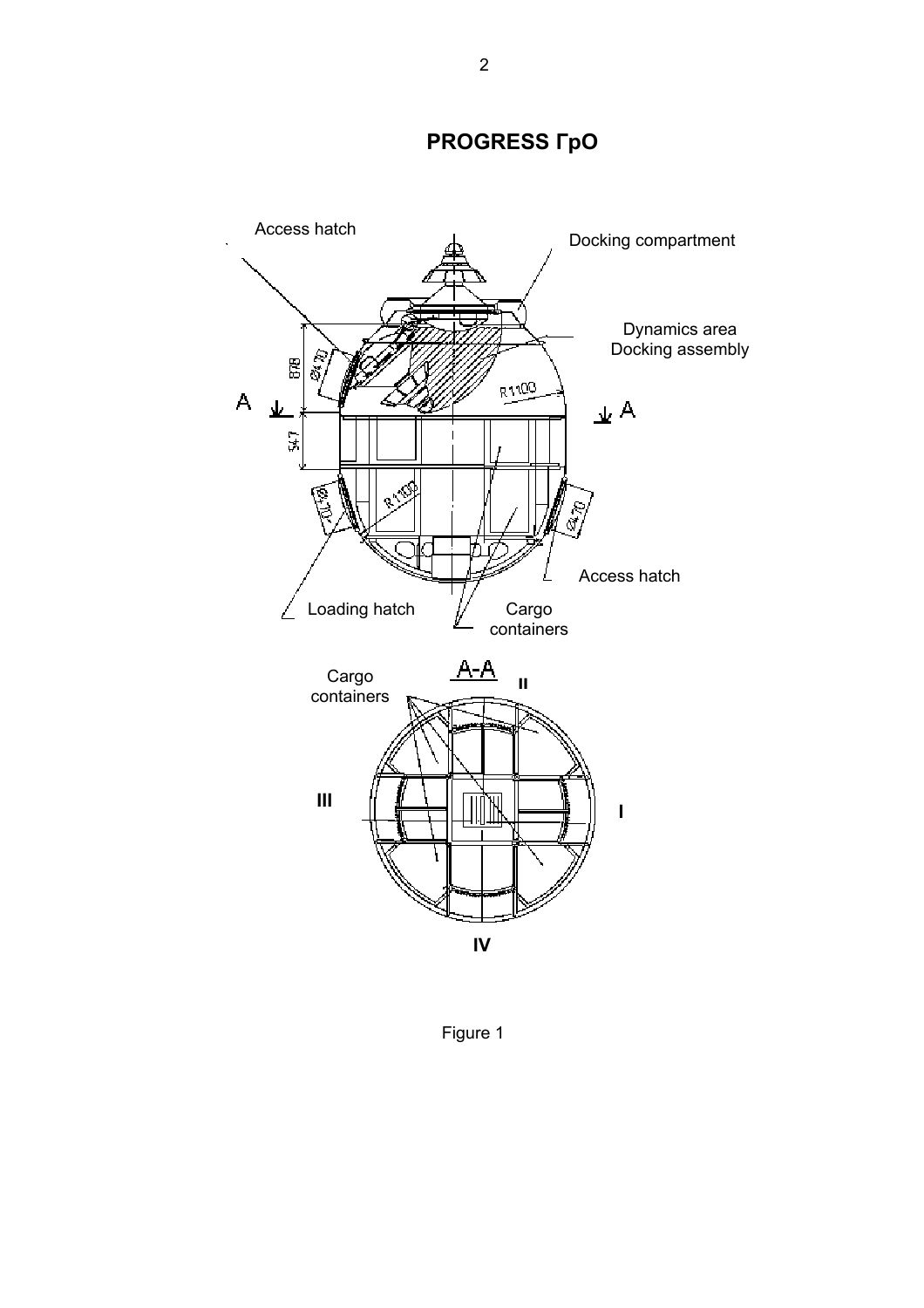# PROGRESS ГрО

Access hatch

Docking compartment

Dynamics area
Docking assembly

Loading hatch

Cargo containers

Access hatch

A-A

Cargo containers

II

III

I

IV

Figure 1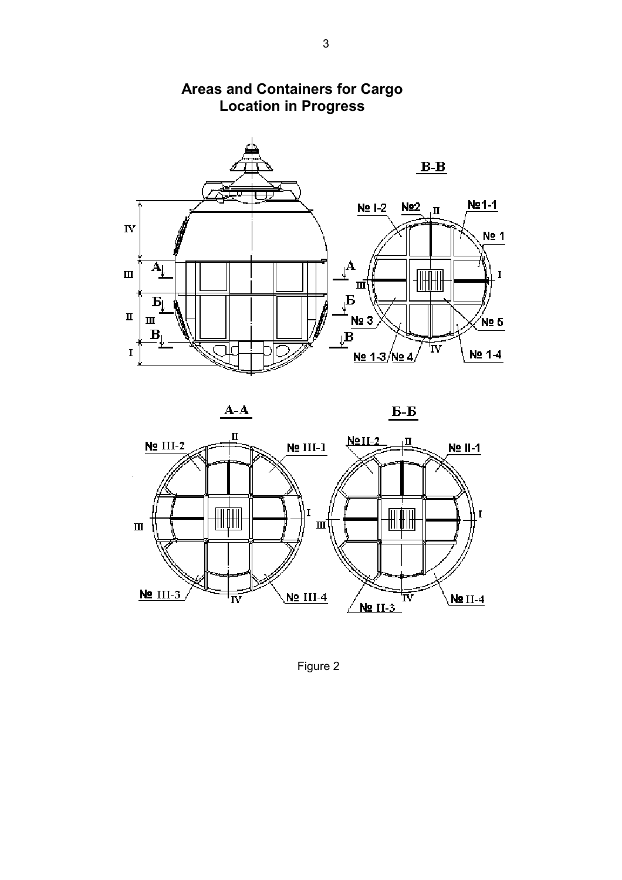# Areas and Containers for Cargo Location in Progress

Figure 2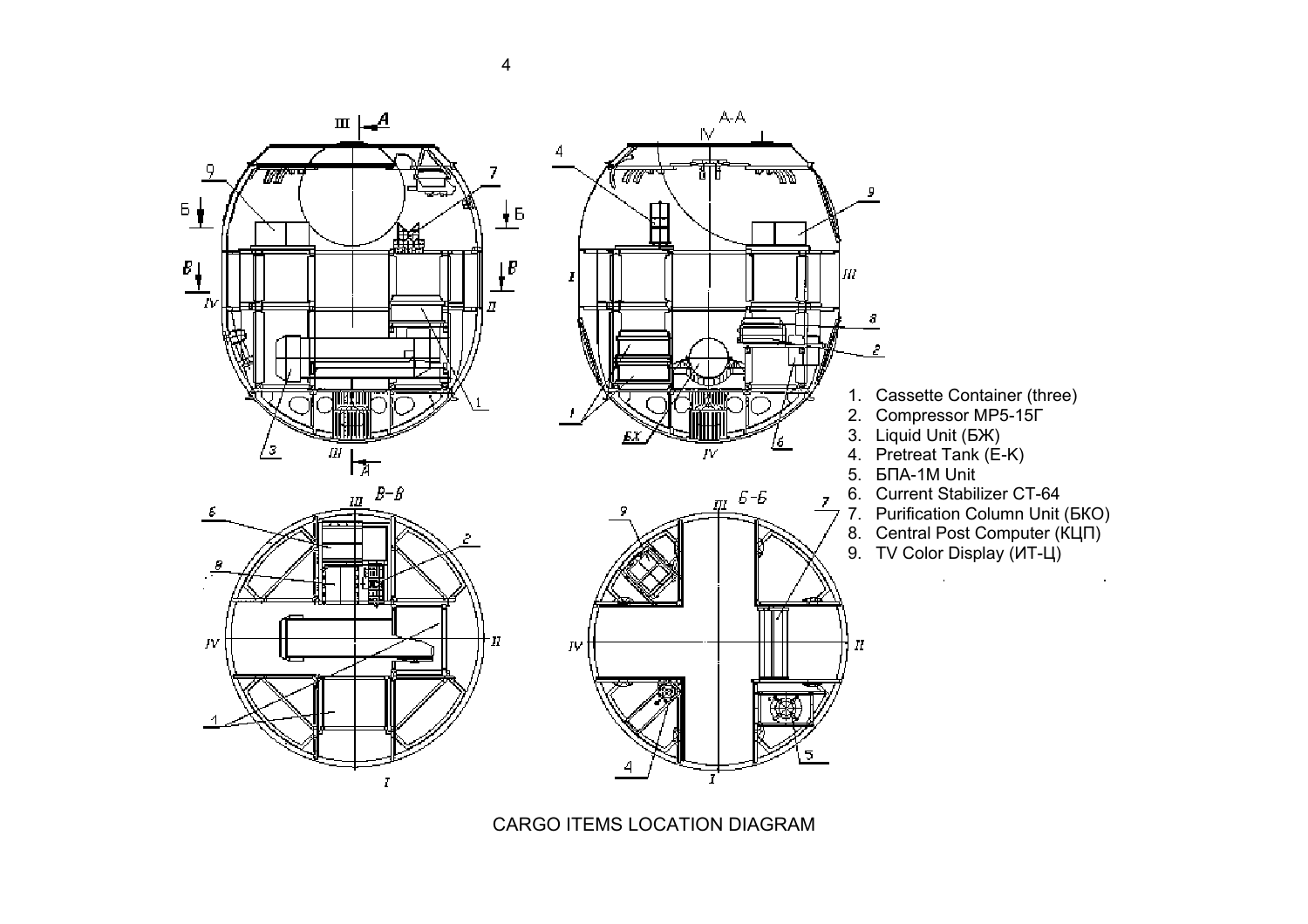1. Cassette Container (three)
2. Compressor MP5-15Г
3. Liquid Unit (БЖ)
4. Pretreat Tank (E-K)
5. БПА-1М Unit
6. Current Stabilizer CT-64
7. Purification Column Unit (БКО)
8. Central Post Computer (КЦП)
9. TV Color Display (ИТ-Ц)

CARGO ITEMS LOCATION DIAGRAM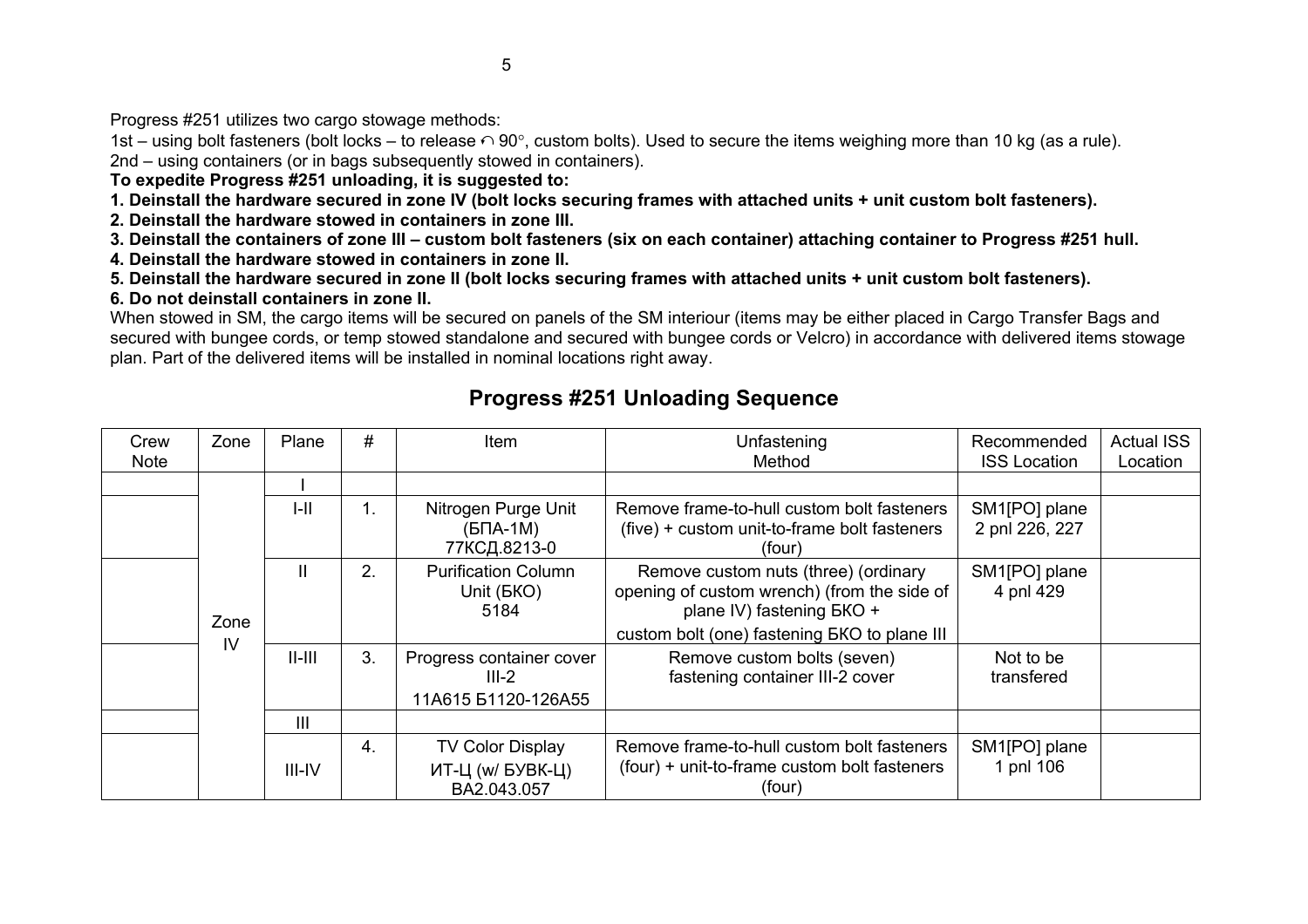Progress #251 utilizes two cargo stowage methods:

1st – using bolt fasteners (bolt locks – to release ↶ 90°, custom bolts). Used to secure the items weighing more than 10 kg (as a rule).

2nd – using containers (or in bags subsequently stowed in containers).

**To expedite Progress #251 unloading, it is suggested to:**

**1. Deinstall the hardware secured in zone IV (bolt locks securing frames with attached units + unit custom bolt fasteners).**

**2. Deinstall the hardware stowed in containers in zone III.**

**3. Deinstall the containers of zone III – custom bolt fasteners (six on each container) attaching container to Progress #251 hull.**

**4. Deinstall the hardware stowed in containers in zone II.**

**5. Deinstall the hardware secured in zone II (bolt locks securing frames with attached units + unit custom bolt fasteners).**

**6. Do not deinstall containers in zone II.**

When stowed in SM, the cargo items will be secured on panels of the SM interiour (items may be either placed in Cargo Transfer Bags and secured with bungee cords, or temp stowed standalone and secured with bungee cords or Velcro) in accordance with delivered items stowage plan. Part of the delivered items will be installed in nominal locations right away.

## Progress #251 Unloading Sequence

| Crew Note | Zone | Plane | # | Item | Unfastening Method | Recommended ISS Location | Actual ISS Location |
|---|---|---|---|---|---|---|---|
| | Zone IV | I | | | | | |
| | | I-II | 1. | Nitrogen Purge Unit (БПА-1М) 77КСД.8213-0 | Remove frame-to-hull custom bolt fasteners (five) + custom unit-to-frame bolt fasteners (four) | SM1[PO] plane 2 pnl 226, 227 | |
| | | II | 2. | Purification Column Unit (БКО) 5184 | Remove custom nuts (three) (ordinary opening of custom wrench) (from the side of plane IV) fastening БКО + custom bolt (one) fastening БКО to plane III | SM1[PO] plane 4 pnl 429 | |
| | | II-III | 3. | Progress container cover III-2 11А615 Б1120-126А55 | Remove custom bolts (seven) fastening container III-2 cover | Not to be transfered | |
| | | III | | | | | |
| | | III-IV | 4. | TV Color Display ИТ-Ц (w/ БУВК-Ц) ВА2.043.057 | Remove frame-to-hull custom bolt fasteners (four) + unit-to-frame custom bolt fasteners (four) | SM1[PO] plane 1 pnl 106 | |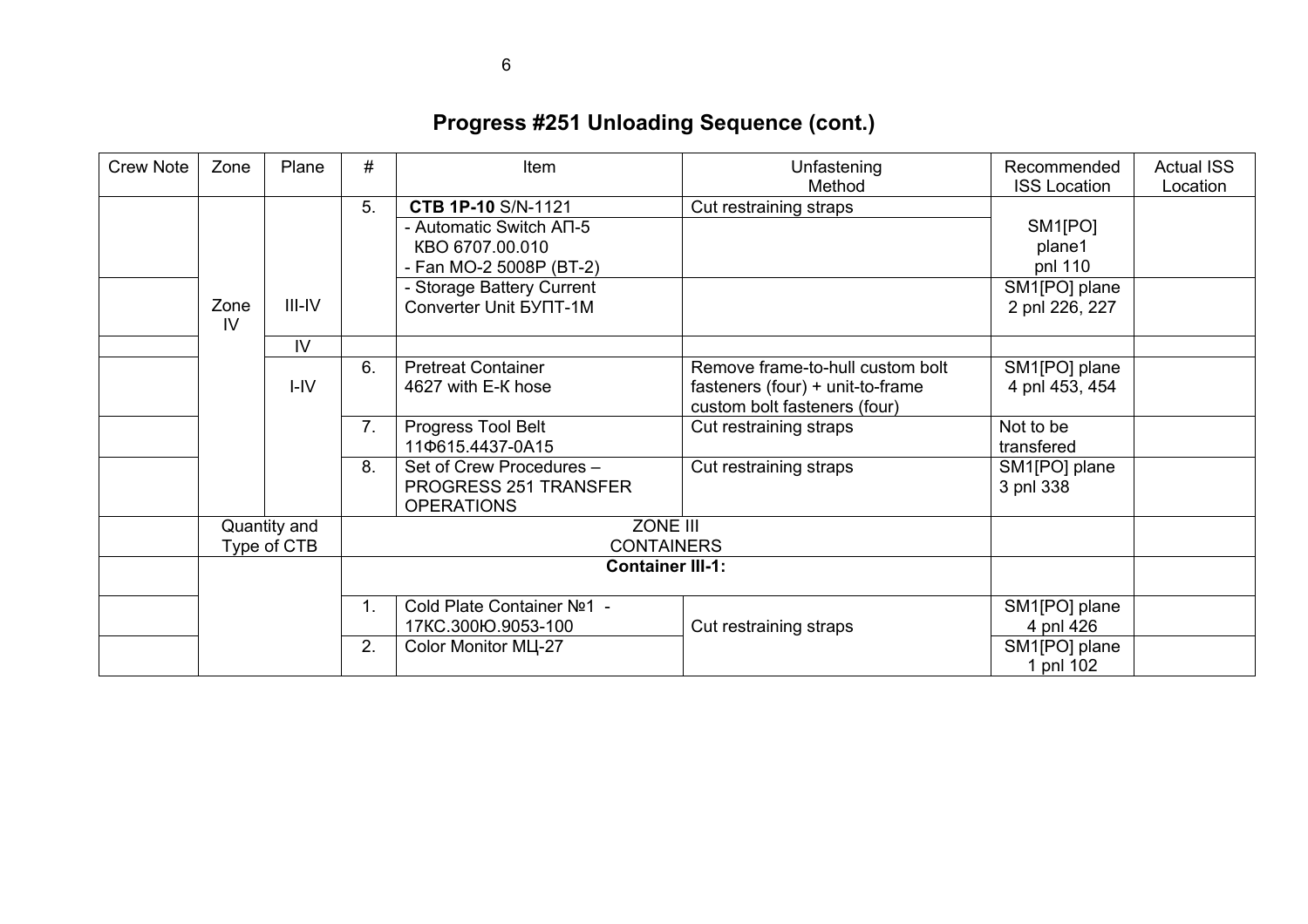# Progress #251 Unloading Sequence (cont.)

| Crew Note | Zone | Plane | # | Item | Unfastening Method | Recommended ISS Location | Actual ISS Location |
|---|---|---|---|---|---|---|---|
| | Zone IV | III-IV | 5. | **CTB 1P-10** S/N-1121 | Cut restraining straps | | |
| | | | | - Automatic Switch АП-5 КВО 6707.00.010<br>- Fan МО-2 5008Р (ВТ-2) | | SM1[PO] plane1 pnl 110 | |
| | | | | - Storage Battery Current Converter Unit БУПТ-1М | | SM1[PO] plane 2 pnl 226, 227 | |
| | | IV | | | | | |
| | | I-IV | 6. | Pretreat Container 4627 with E-K hose | Remove frame-to-hull custom bolt fasteners (four) + unit-to-frame custom bolt fasteners (four) | SM1[PO] plane 4 pnl 453, 454 | |
| | | | 7. | Progress Tool Belt 11Ф615.4437-0А15 | Cut restraining straps | Not to be transfered | |
| | | | 8. | Set of Crew Procedures – PROGRESS 251 TRANSFER OPERATIONS | Cut restraining straps | SM1[PO] plane 3 pnl 338 | |
| | Quantity and Type of CTB | | ZONE III CONTAINERS | | | | |
| | | | **Container III-1:** | | | | |
| | | | 1. | Cold Plate Container №1 - 17КС.300Ю.9053-100 | Cut restraining straps | SM1[PO] plane 4 pnl 426 | |
| | | | 2. | Color Monitor МЦ-27 | | SM1[PO] plane 1 pnl 102 | |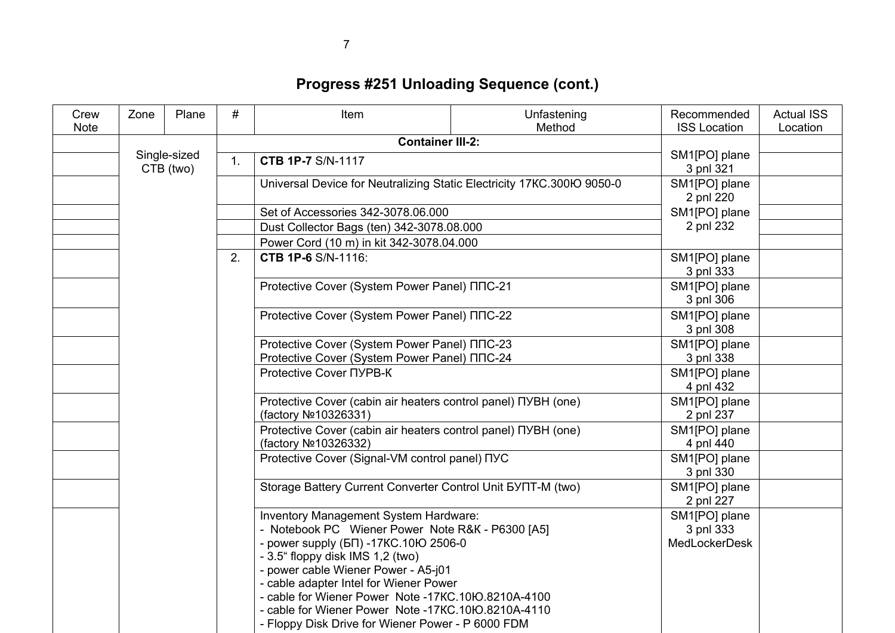## Progress #251 Unloading Sequence (cont.)

| Crew Note | Zone | Plane | # | Item | Unfastening Method | Recommended ISS Location | Actual ISS Location |
|---|---|---|---|---|---|---|---|
| | | | | **Container III-2:** | | | |
| | Single-sized CTB (two) | | 1. | **CTB 1P-7** S/N-1117 | | SM1[PO] plane 3 pnl 321 | |
| | | | | Universal Device for Neutralizing Static Electricity 17КС.300Ю 9050-0 | | SM1[PO] plane 2 pnl 220 | |
| | | | | Set of Accessories 342-3078.06.000 | | SM1[PO] plane 2 pnl 232 | |
| | | | | Dust Collector Bags (ten) 342-3078.08.000 | | | |
| | | | | Power Cord (10 m) in kit 342-3078.04.000 | | | |
| | | | 2. | **CTB 1P-6** S/N-1116: | | SM1[PO] plane 3 pnl 333 | |
| | | | | Protective Cover (System Power Panel) ППС-21 | | SM1[PO] plane 3 pnl 306 | |
| | | | | Protective Cover (System Power Panel) ППС-22 | | SM1[PO] plane 3 pnl 308 | |
| | | | | Protective Cover (System Power Panel) ППС-23<br>Protective Cover (System Power Panel) ППС-24 | | SM1[PO] plane 3 pnl 338 | |
| | | | | Protective Cover ПУРВ-К | | SM1[PO] plane 4 pnl 432 | |
| | | | | Protective Cover (cabin air heaters control panel) ПУВН (one) (factory №10326331) | | SM1[PO] plane 2 pnl 237 | |
| | | | | Protective Cover (cabin air heaters control panel) ПУВН (one) (factory №10326332) | | SM1[PO] plane 4 pnl 440 | |
| | | | | Protective Cover (Signal-VM control panel) ПУС | | SM1[PO] plane 3 pnl 330 | |
| | | | | Storage Battery Current Converter Control Unit БУПТ-М (two) | | SM1[PO] plane 2 pnl 227 | |
| | | | | Inventory Management System Hardware:<br>- Notebook PC Wiener Power Note R&K - P6300 [A5]<br>- power supply (БП) -17КС.10Ю 2506-0<br>- 3.5" floppy disk IMS 1,2 (two)<br>- power cable Wiener Power - A5-j01<br>- cable adapter Intel for Wiener Power<br>- cable for Wiener Power Note -17КС.10Ю.8210А-4100<br>- cable for Wiener Power Note -17КС.10Ю.8210А-4110<br>- Floppy Disk Drive for Wiener Power - P 6000 FDM | | SM1[PO] plane 3 pnl 333<br>MedLockerDesk | |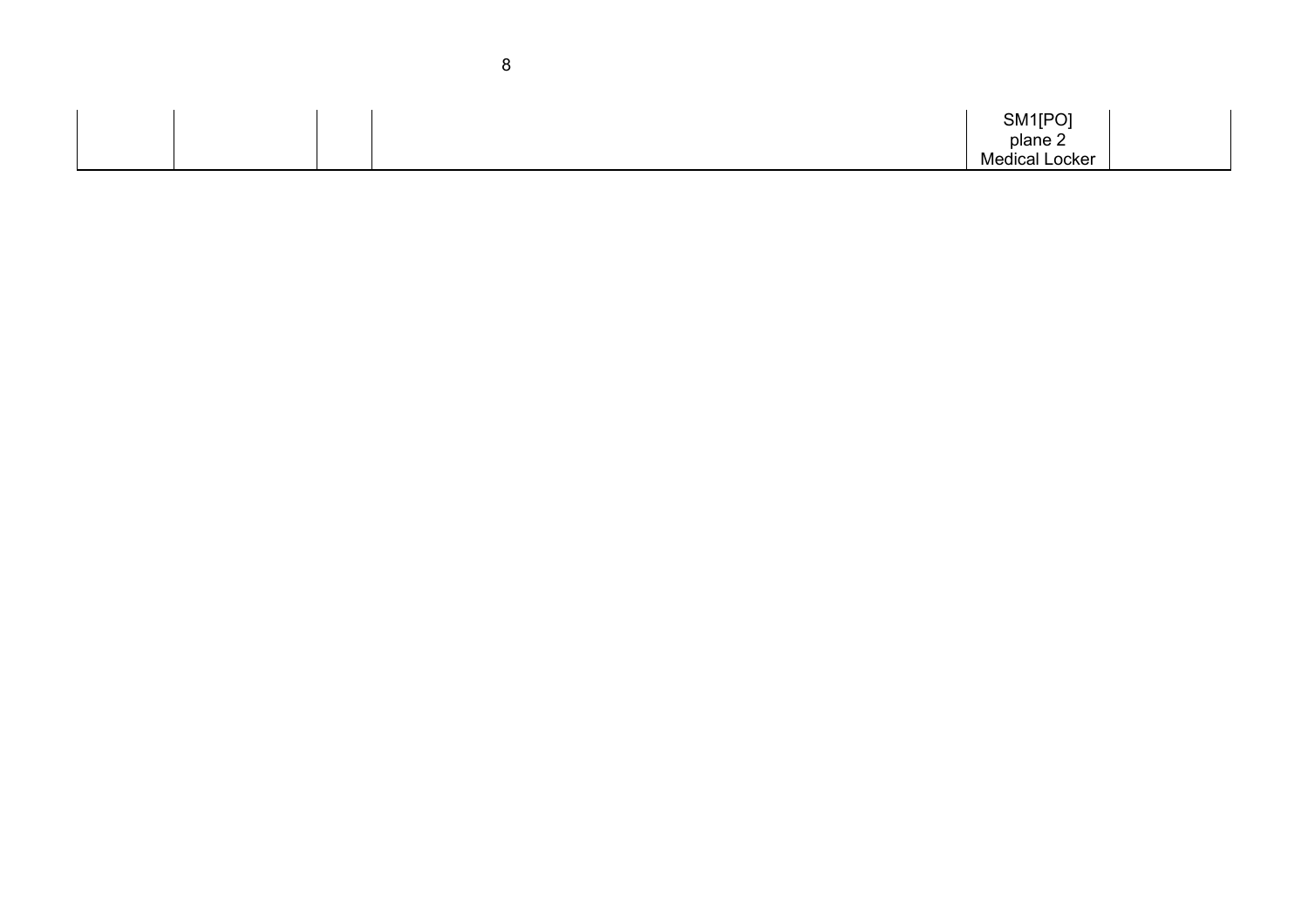| | | | | | |
|---|---|---|---|---|---|
| | | | | SM1[PO] plane 2 Medical Locker | |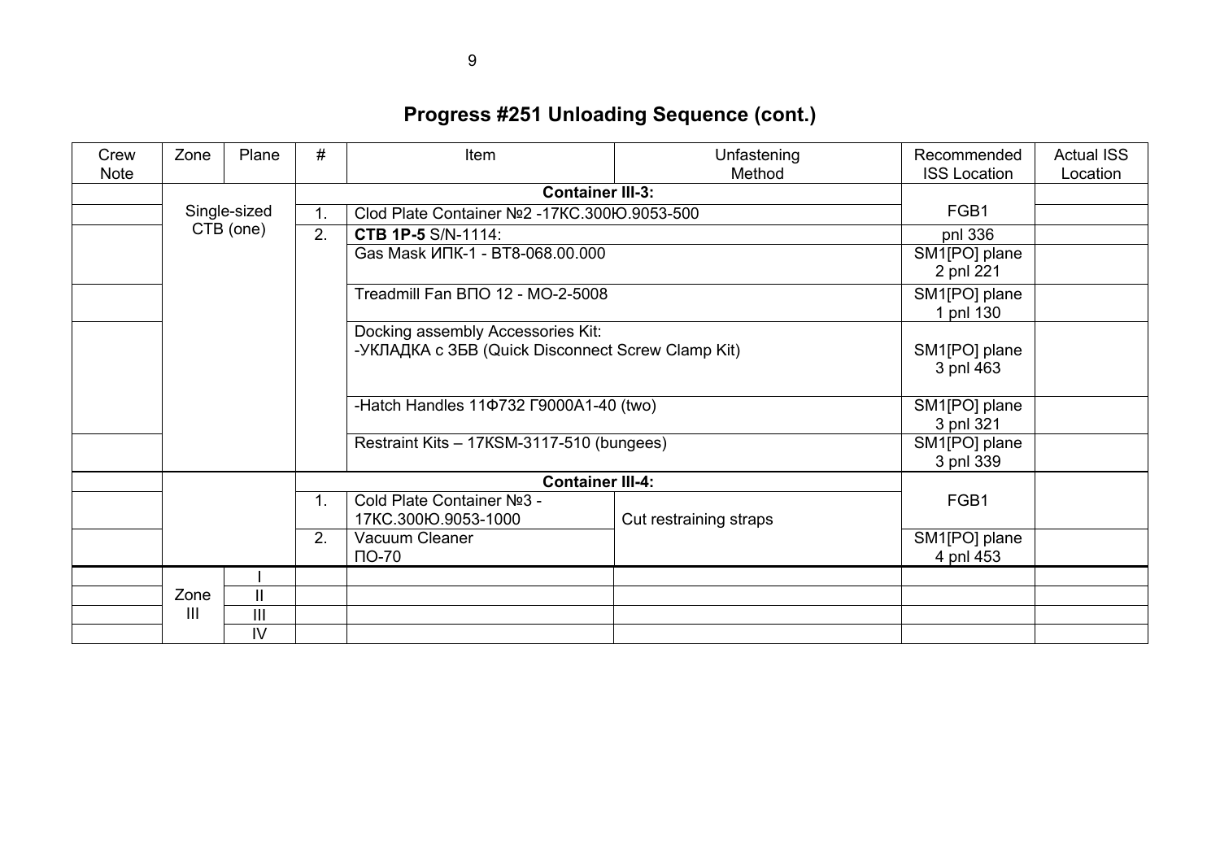# Progress #251 Unloading Sequence (cont.)

| Crew Note | Zone | Plane | # | Item | Unfastening Method | Recommended ISS Location | Actual ISS Location |
|---|---|---|---|---|---|---|---|
| | Single-sized CTB (one) | | | **Container III-3:** | | FGB1 | |
| | | | 1. | Clod Plate Container №2 -17КС.300Ю.9053-500 | | | |
| | | | 2. | **CTB 1P-5** S/N-1114: | | pnl 336 | |
| | | | | Gas Mask ИПК-1 - ВТ8-068.00.000 | | SM1[PO] plane 2 pnl 221 | |
| | | | | Treadmill Fan ВПО 12 - МО-2-5008 | | SM1[PO] plane 1 pnl 130 | |
| | | | | Docking assembly Accessories Kit: -УКЛАДКА с ЗБВ (Quick Disconnect Screw Clamp Kit) | | SM1[PO] plane 3 pnl 463 | |
| | | | | -Hatch Handles 11Ф732 Г9000А1-40 (two) | | SM1[PO] plane 3 pnl 321 | |
| | | | | Restraint Kits – 17KSM-3117-510 (bungees) | | SM1[PO] plane 3 pnl 339 | |
| | | | | **Container III-4:** | | FGB1 | |
| | | | 1. | Cold Plate Container №3 - 17КС.300Ю.9053-1000 | Cut restraining straps | | |
| | | | 2. | Vacuum Cleaner ПО-70 | | SM1[PO] plane 4 pnl 453 | |
| | Zone III | I | | | | | |
| | | II | | | | | |
| | | III | | | | | |
| | | IV | | | | | |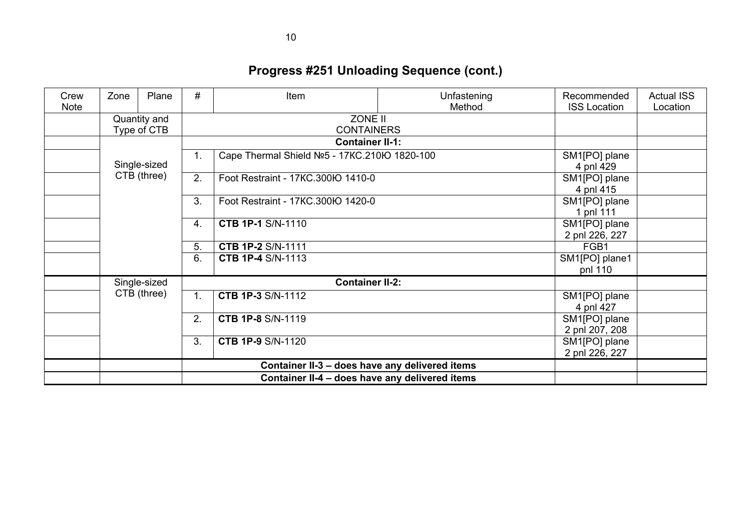## Progress #251 Unloading Sequence (cont.)

| Crew Note | Zone | Plane | # | Item | Unfastening Method | Recommended ISS Location | Actual ISS Location |
|---|---|---|---|---|---|---|---|
| | Quantity and Type of CTB | | ZONE II CONTAINERS | | | | |
| | | | **Container II-1:** | | | | |
| | Single-sized CTB (three) | | 1. | Cape Thermal Shield №5 - 17КС.210Ю 1820-100 | | SM1[PO] plane 4 pnl 429 | |
| | | | 2. | Foot Restraint - 17КС.300Ю 1410-0 | | SM1[PO] plane 4 pnl 415 | |
| | | | 3. | Foot Restraint - 17КС.300Ю 1420-0 | | SM1[PO] plane 1 pnl 111 | |
| | | | 4. | **CTB 1P-1** S/N-1110 | | SM1[PO] plane 2 pnl 226, 227 | |
| | | | 5. | **CTB 1P-2** S/N-1111 | | FGB1 | |
| | | | 6. | **CTB 1P-4** S/N-1113 | | SM1[PO] plane1 pnl 110 | |
| | Single-sized CTB (three) | | **Container II-2:** | | | | |
| | | | 1. | **CTB 1P-3** S/N-1112 | | SM1[PO] plane 4 pnl 427 | |
| | | | 2. | **CTB 1P-8** S/N-1119 | | SM1[PO] plane 2 pnl 207, 208 | |
| | | | 3. | **CTB 1P-9** S/N-1120 | | SM1[PO] plane 2 pnl 226, 227 | |
| | | | **Container II-3 – does have any delivered items** | | | | |
| | | | **Container II-4 – does have any delivered items** | | | | |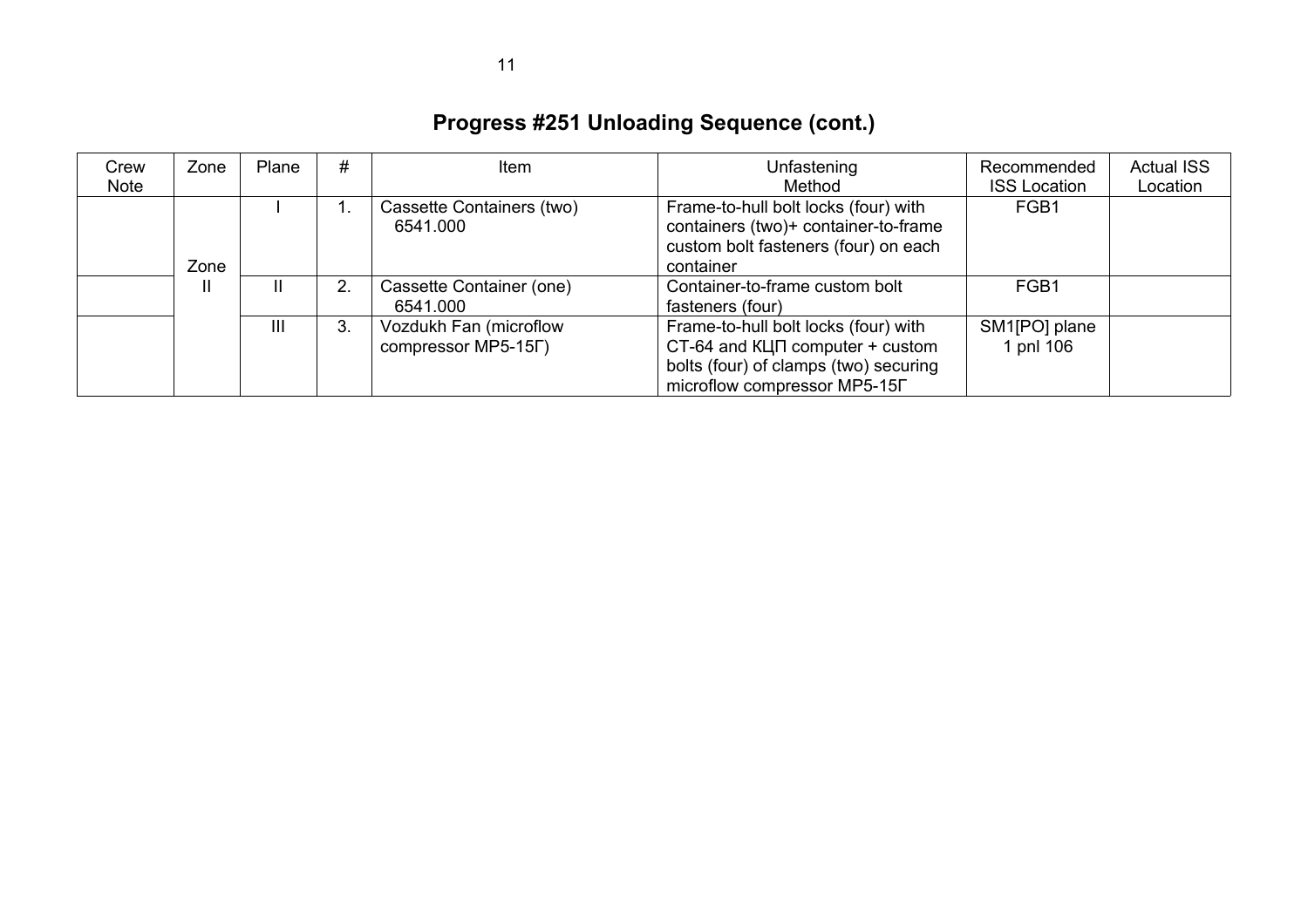# Progress #251 Unloading Sequence (cont.)

| Crew Note | Zone | Plane | # | Item | Unfastening Method | Recommended ISS Location | Actual ISS Location |
|---|---|---|---|---|---|---|---|
| | Zone II | I | 1. | Cassette Containers (two) 6541.000 | Frame-to-hull bolt locks (four) with containers (two)+ container-to-frame custom bolt fasteners (four) on each container | FGB1 | |
| | | II | 2. | Cassette Container (one) 6541.000 | Container-to-frame custom bolt fasteners (four) | FGB1 | |
| | | III | 3. | Vozdukh Fan (microflow compressor MP5-15Г) | Frame-to-hull bolt locks (four) with CT-64 and КЦП computer + custom bolts (four) of clamps (two) securing microflow compressor MP5-15Г | SM1[PO] plane 1 pnl 106 | |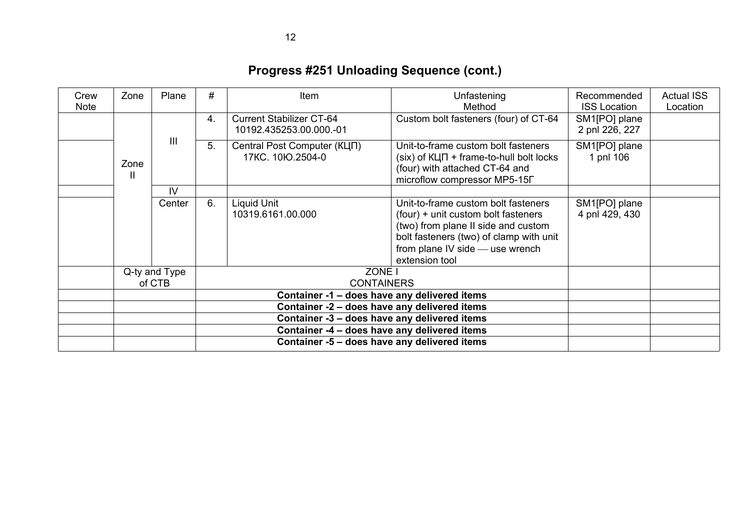# Progress #251 Unloading Sequence (cont.)

| Crew Note | Zone | Plane | # | Item | Unfastening Method | Recommended ISS Location | Actual ISS Location |
|---|---|---|---|---|---|---|---|
| | Zone II | III | 4. | Current Stabilizer CT-64 10192.435253.00.000.-01 | Custom bolt fasteners (four) of CT-64 | SM1[PO] plane 2 pnl 226, 227 | |
| | | | 5. | Central Post Computer (КЦП) 17КС. 10Ю.2504-0 | Unit-to-frame custom bolt fasteners (six) of КЦП + frame-to-hull bolt locks (four) with attached CT-64 and microflow compressor MP5-15Г | SM1[PO] plane 1 pnl 106 | |
| | | IV | | | | | |
| | | Center | 6. | Liquid Unit 10319.6161.00.000 | Unit-to-frame custom bolt fasteners (four) + unit custom bolt fasteners (two) from plane II side and custom bolt fasteners (two) of clamp with unit from plane IV side — use wrench extension tool | SM1[PO] plane 4 pnl 429, 430 | |
| | Q-ty and Type of CTB | | ZONE I CONTAINERS | | | | |
| | | | **Container -1 – does have any delivered items** | | | | |
| | | | **Container -2 – does have any delivered items** | | | | |
| | | | **Container -3 – does have any delivered items** | | | | |
| | | | **Container -4 – does have any delivered items** | | | | |
| | | | **Container -5 – does have any delivered items** | | | | |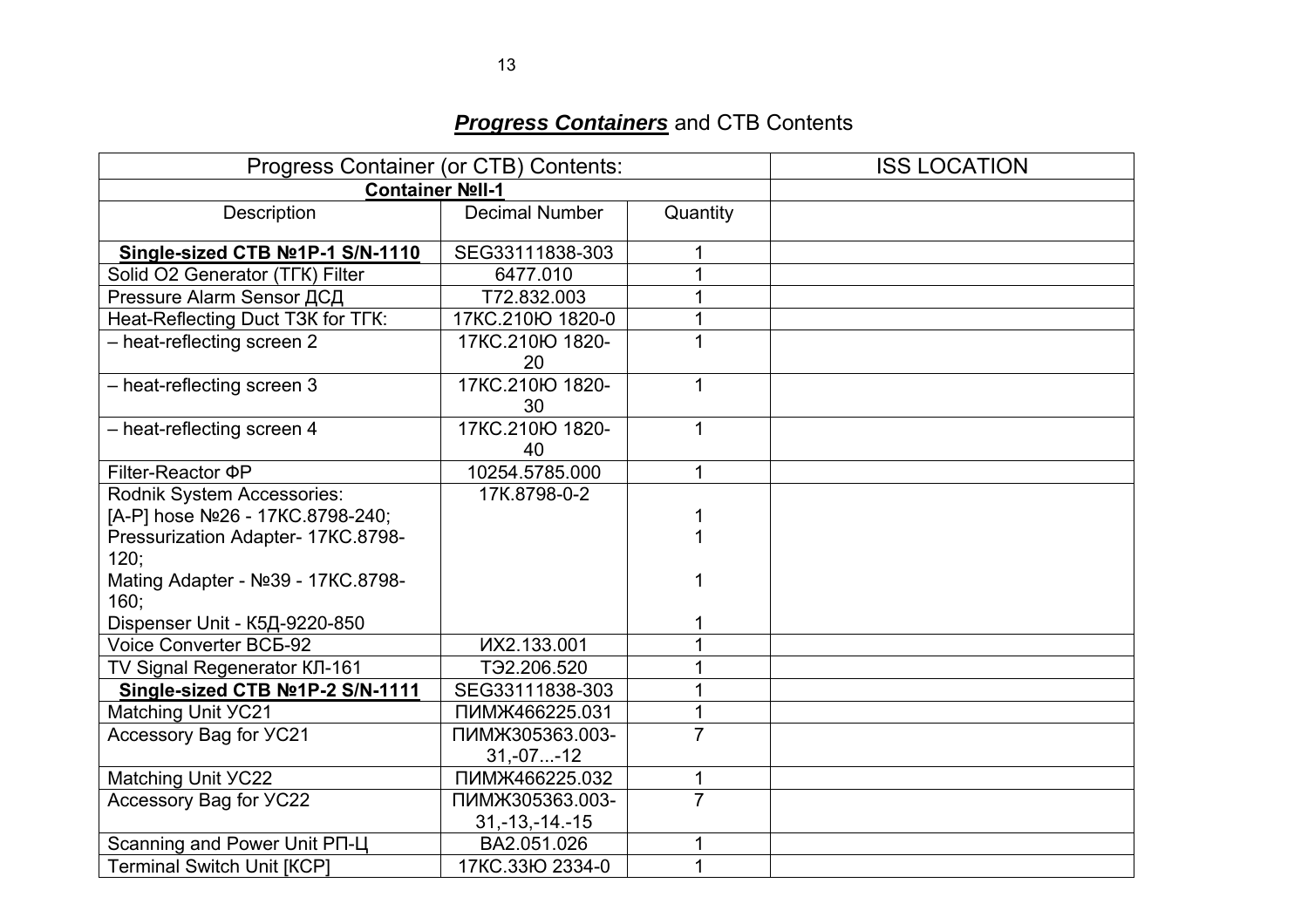## ***Progress Containers*** and CTB Contents

| Progress Container (or CTB) Contents: | | | ISS LOCATION |
|---|---|---|---|
| **Container №II-1** | | | |
| Description | Decimal Number | Quantity | |
| **Single-sized CTB №1P-1 S/N-1110** | SEG33111838-303 | 1 | |
| Solid O2 Generator (ТГК) Filter | 6477.010 | 1 | |
| Pressure Alarm Sensor ДСД | Т72.832.003 | 1 | |
| Heat-Reflecting Duct ТЗК for ТГК: | 17КС.210Ю 1820-0 | 1 | |
| – heat-reflecting screen 2 | 17КС.210Ю 1820-20 | 1 | |
| – heat-reflecting screen 3 | 17КС.210Ю 1820-30 | 1 | |
| – heat-reflecting screen 4 | 17КС.210Ю 1820-40 | 1 | |
| Filter-Reactor ФР | 10254.5785.000 | 1 | |
| Rodnik System Accessories:<br>[A-P] hose №26 - 17КС.8798-240;<br>Pressurization Adapter- 17КС.8798-120;<br>Mating Adapter - №39 - 17КС.8798-160;<br>Dispenser Unit - К5Д-9220-850 | 17К.8798-0-2 | <br>1<br>1<br><br>1<br>1 | |
| Voice Converter ВСБ-92 | ИХ2.133.001 | 1 | |
| TV Signal Regenerator КЛ-161 | ТЭ2.206.520 | 1 | |
| **Single-sized CTB №1P-2 S/N-1111** | SEG33111838-303 | 1 | |
| Matching Unit УС21 | ПИМЖ466225.031 | 1 | |
| Accessory Bag for УС21 | ПИМЖ305363.003-31,-07...-12 | 7 | |
| Matching Unit УС22 | ПИМЖ466225.032 | 1 | |
| Accessory Bag for УС22 | ПИМЖ305363.003-31,-13,-14.-15 | 7 | |
| Scanning and Power Unit РП-Ц | ВА2.051.026 | 1 | |
| Terminal Switch Unit [КСР] | 17КС.33Ю 2334-0 | 1 | |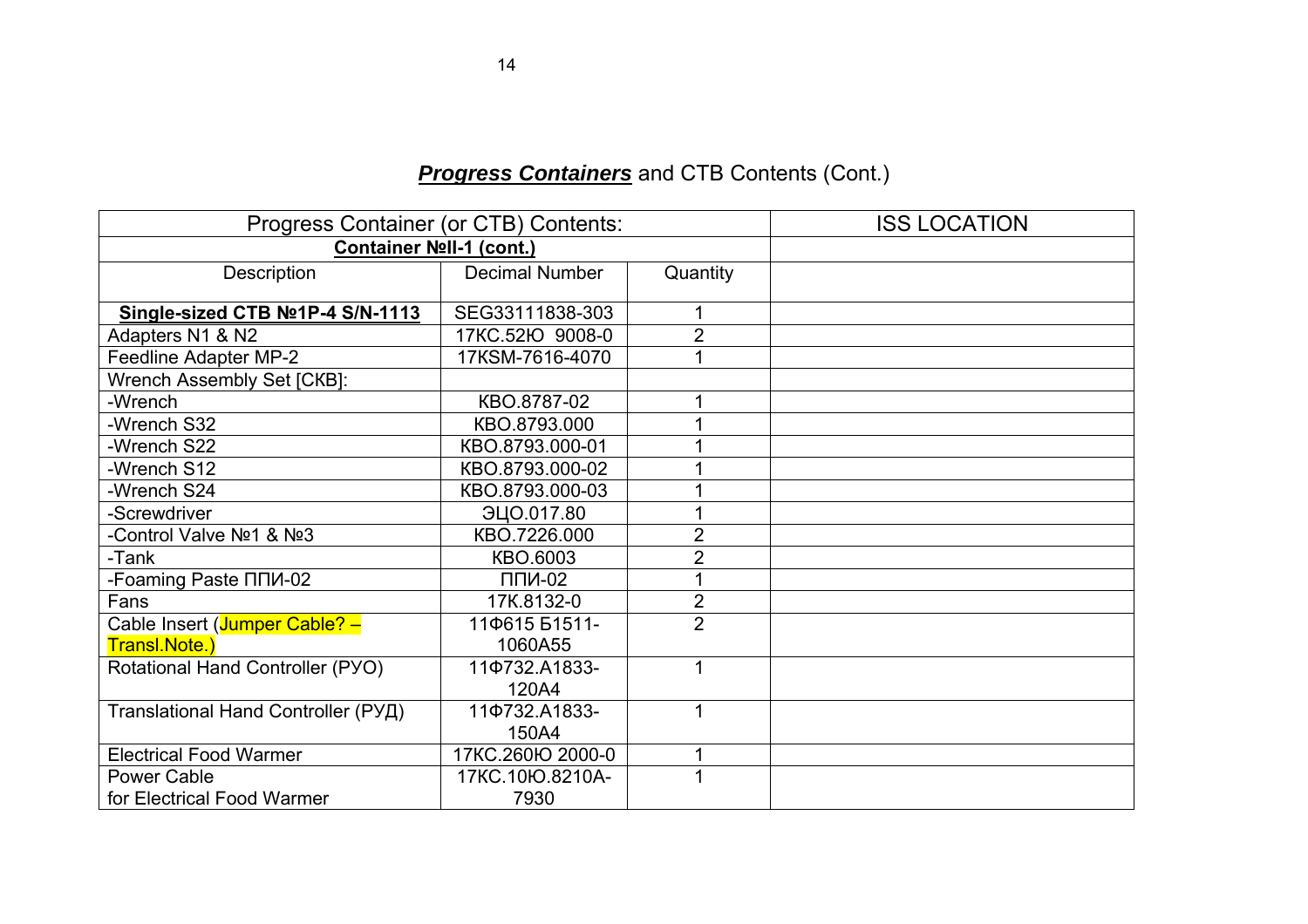## ***Progress Containers*** and CTB Contents (Cont.)

| Progress Container (or CTB) Contents: | | | ISS LOCATION |
|---|---|---|---|
| **Container №II-1 (cont.)** | | | |
| Description | Decimal Number | Quantity | |
| **Single-sized CTB №1P-4 S/N-1113** | SEG33111838-303 | 1 | |
| Adapters N1 & N2 | 17КС.52Ю 9008-0 | 2 | |
| Feedline Adapter MP-2 | 17KSM-7616-4070 | 1 | |
| Wrench Assembly Set [СКВ]: | | | |
| -Wrench | КВО.8787-02 | 1 | |
| -Wrench S32 | КВО.8793.000 | 1 | |
| -Wrench S22 | КВО.8793.000-01 | 1 | |
| -Wrench S12 | КВО.8793.000-02 | 1 | |
| -Wrench S24 | КВО.8793.000-03 | 1 | |
| -Screwdriver | ЭЦО.017.80 | 1 | |
| -Control Valve №1 & №3 | КВО.7226.000 | 2 | |
| -Tank | КВО.6003 | 2 | |
| -Foaming Paste ППИ-02 | ППИ-02 | 1 | |
| Fans | 17К.8132-0 | 2 | |
| Cable Insert (Jumper Cable? – Transl.Note.) | 11Ф615 Б1511-1060А55 | 2 | |
| Rotational Hand Controller (РУО) | 11Ф732.А1833-120А4 | 1 | |
| Translational Hand Controller (РУД) | 11Ф732.А1833-150А4 | 1 | |
| Electrical Food Warmer | 17КС.260Ю 2000-0 | 1 | |
| Power Cable for Electrical Food Warmer | 17КС.10Ю.8210А-7930 | 1 | |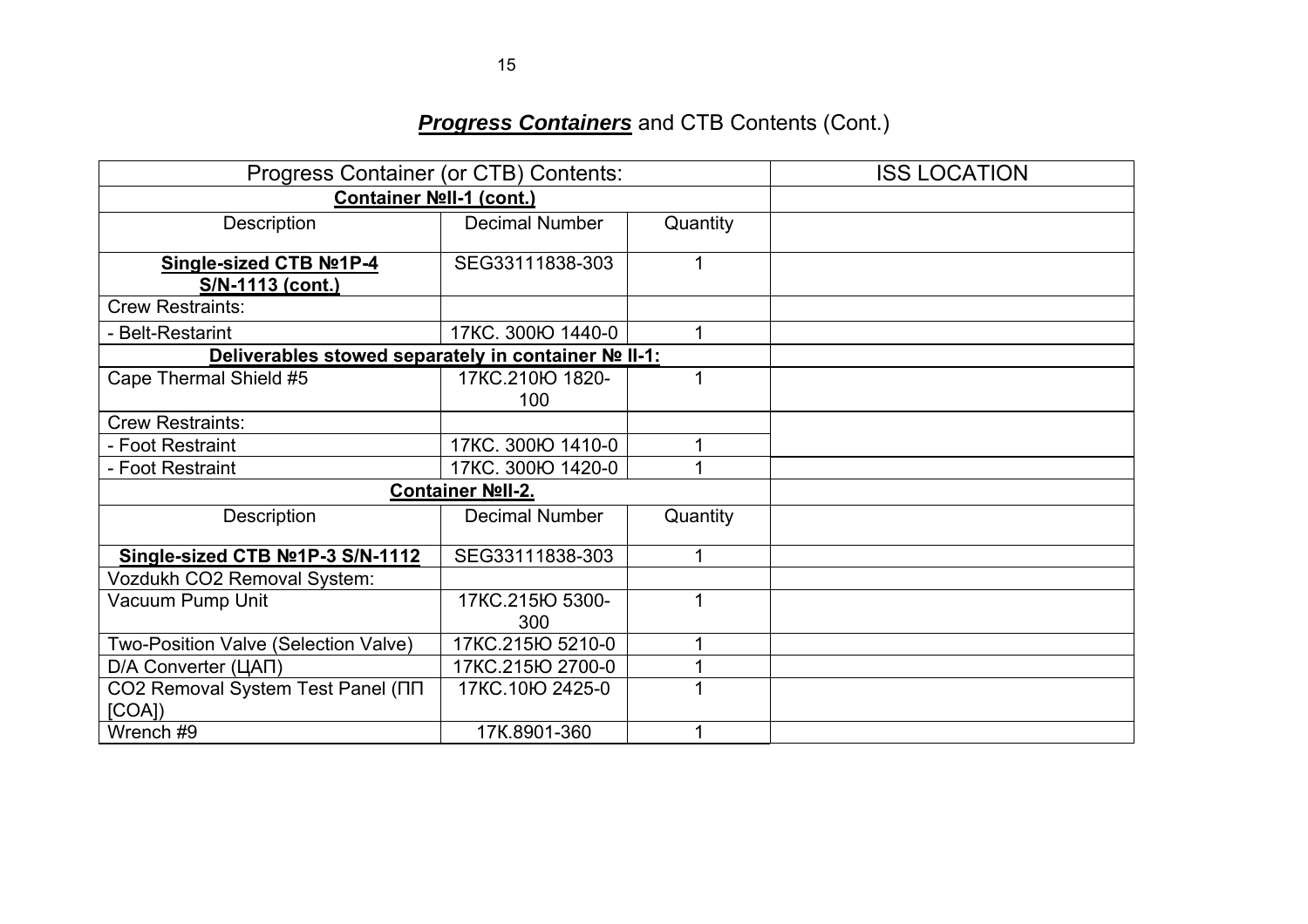## ***Progress Containers*** and CTB Contents (Cont.)

| Progress Container (or CTB) Contents: | | | ISS LOCATION |
|---|---|---|---|
| **Container №II-1 (cont.)** | | | |
| Description | Decimal Number | Quantity | |
| **Single-sized CTB №1P-4 S/N-1113 (cont.)** | SEG33111838-303 | 1 | |
| Crew Restraints: | | | |
| - Belt-Restarint | 17КС. 300Ю 1440-0 | 1 | |
| **Deliverables stowed separately in container № II-1:** | | | |
| Cape Thermal Shield #5 | 17КС.210Ю 1820-100 | 1 | |
| Crew Restraints: | | | |
| - Foot Restraint | 17КС. 300Ю 1410-0 | 1 | |
| - Foot Restraint | 17КС. 300Ю 1420-0 | 1 | |
| **Container №II-2.** | | | |
| Description | Decimal Number | Quantity | |
| **Single-sized CTB №1P-3 S/N-1112** | SEG33111838-303 | 1 | |
| Vozdukh CO2 Removal System: | | | |
| Vacuum Pump Unit | 17КС.215Ю 5300-300 | 1 | |
| Two-Position Valve (Selection Valve) | 17КС.215Ю 5210-0 | 1 | |
| D/A Converter (ЦАП) | 17КС.215Ю 2700-0 | 1 | |
| CO2 Removal System Test Panel (ПП [COA]) | 17КС.10Ю 2425-0 | 1 | |
| Wrench #9 | 17К.8901-360 | 1 | |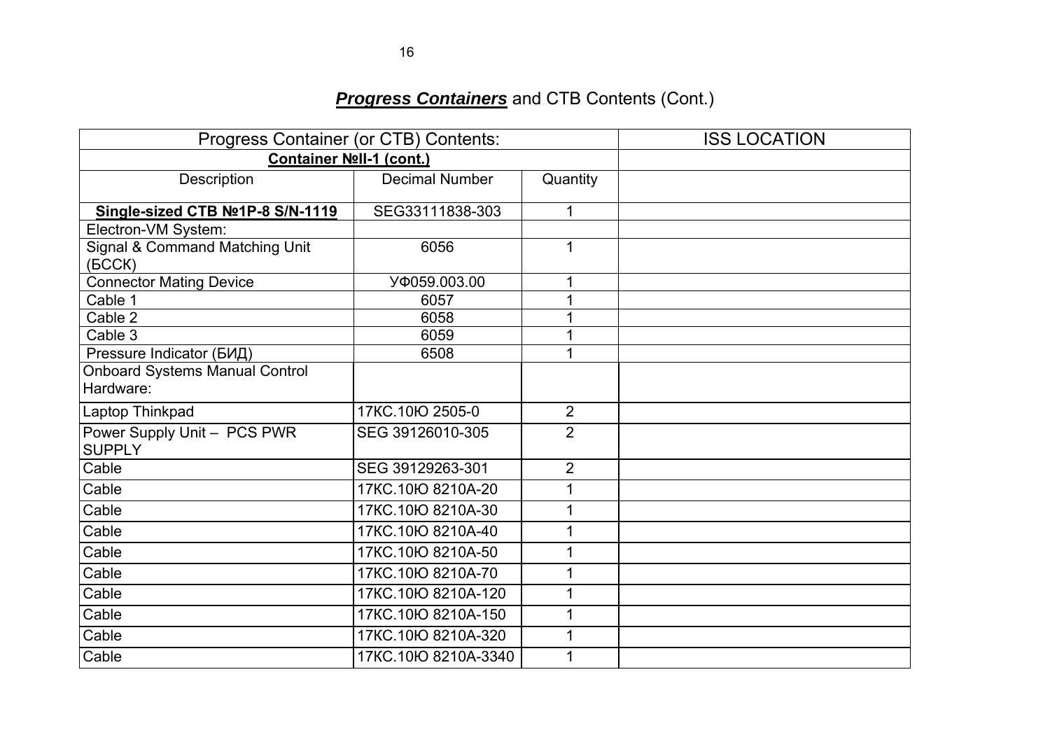## ***Progress Containers*** and CTB Contents (Cont.)

| Progress Container (or CTB) Contents: | | | ISS LOCATION |
|---|---|---|---|
| **Container №II-1 (cont.)** | | | |
| Description | Decimal Number | Quantity | |
| **Single-sized CTB №1P-8 S/N-1119** | SEG33111838-303 | 1 | |
| Electron-VM System: | | | |
| Signal & Command Matching Unit (БССК) | 6056 | 1 | |
| Connector Mating Device | УФ059.003.00 | 1 | |
| Cable 1 | 6057 | 1 | |
| Cable 2 | 6058 | 1 | |
| Cable 3 | 6059 | 1 | |
| Pressure Indicator (БИД) | 6508 | 1 | |
| Onboard Systems Manual Control Hardware: | | | |
| Laptop Thinkpad | 17КС.10Ю 2505-0 | 2 | |
| Power Supply Unit – PCS PWR SUPPLY | SEG 39126010-305 | 2 | |
| Cable | SEG 39129263-301 | 2 | |
| Cable | 17КС.10Ю 8210А-20 | 1 | |
| Cable | 17КС.10Ю 8210А-30 | 1 | |
| Cable | 17КС.10Ю 8210А-40 | 1 | |
| Cable | 17КС.10Ю 8210А-50 | 1 | |
| Cable | 17КС.10Ю 8210А-70 | 1 | |
| Cable | 17КС.10Ю 8210А-120 | 1 | |
| Cable | 17КС.10Ю 8210А-150 | 1 | |
| Cable | 17КС.10Ю 8210А-320 | 1 | |
| Cable | 17КС.10Ю 8210А-3340 | 1 | |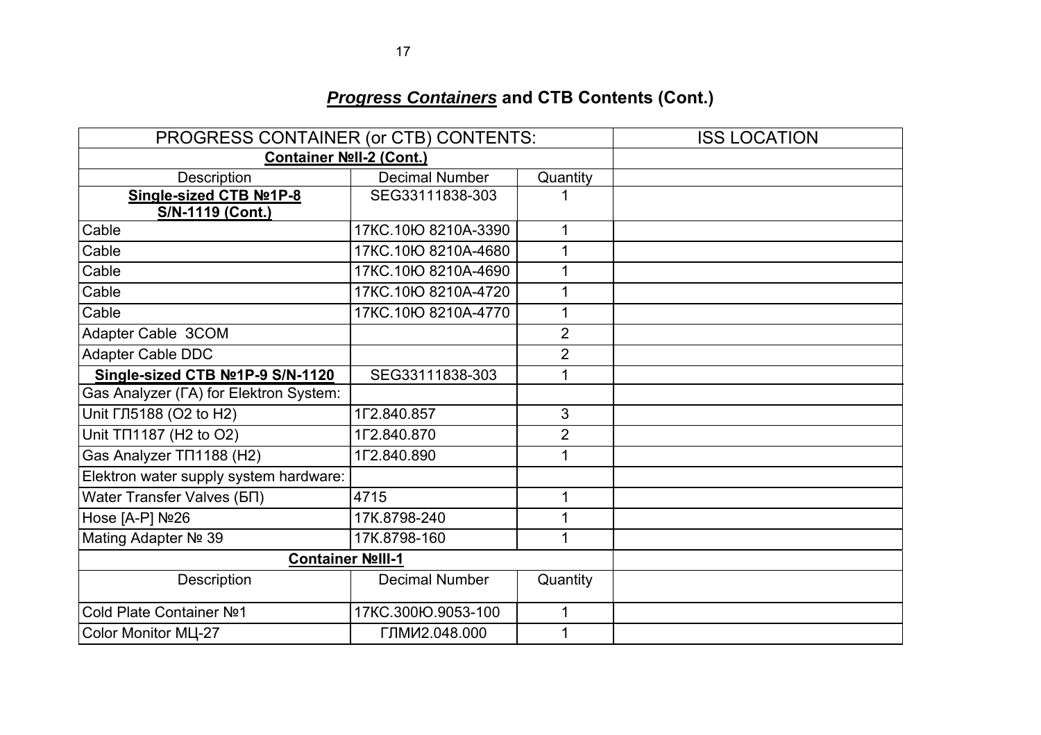## ***Progress Containers*** **and CTB Contents (Cont.)**

| PROGRESS CONTAINER (or CTB) CONTENTS: | | | ISS LOCATION |
|---|---|---|---|
| **Container №II-2 (Cont.)** | | | |
| Description | Decimal Number | Quantity | |
| **Single-sized CTB №1P-8 S/N-1119 (Cont.)** | SEG33111838-303 | 1 | |
| Cable | 17КС.10Ю 8210А-3390 | 1 | |
| Cable | 17КС.10Ю 8210А-4680 | 1 | |
| Cable | 17КС.10Ю 8210А-4690 | 1 | |
| Cable | 17КС.10Ю 8210А-4720 | 1 | |
| Cable | 17КС.10Ю 8210А-4770 | 1 | |
| Adapter Cable 3COM | | 2 | |
| Adapter Cable DDC | | 2 | |
| **Single-sized CTB №1P-9 S/N-1120** | SEG33111838-303 | 1 | |
| Gas Analyzer (ГА) for Elektron System: | | | |
| Unit ГЛ5188 (O2 to H2) | 1Г2.840.857 | 3 | |
| Unit ТП1187 (H2 to O2) | 1Г2.840.870 | 2 | |
| Gas Analyzer ТП1188 (H2) | 1Г2.840.890 | 1 | |
| Elektron water supply system hardware: | | | |
| Water Transfer Valves (БП) | 4715 | 1 | |
| Hose [А-Р] №26 | 17К.8798-240 | 1 | |
| Mating Adapter № 39 | 17К.8798-160 | 1 | |
| **Container №III-1** | | | |
| Description | Decimal Number | Quantity | |
| Cold Plate Container №1 | 17КС.300Ю.9053-100 | 1 | |
| Color Monitor МЦ-27 | ГЛМИ2.048.000 | 1 | |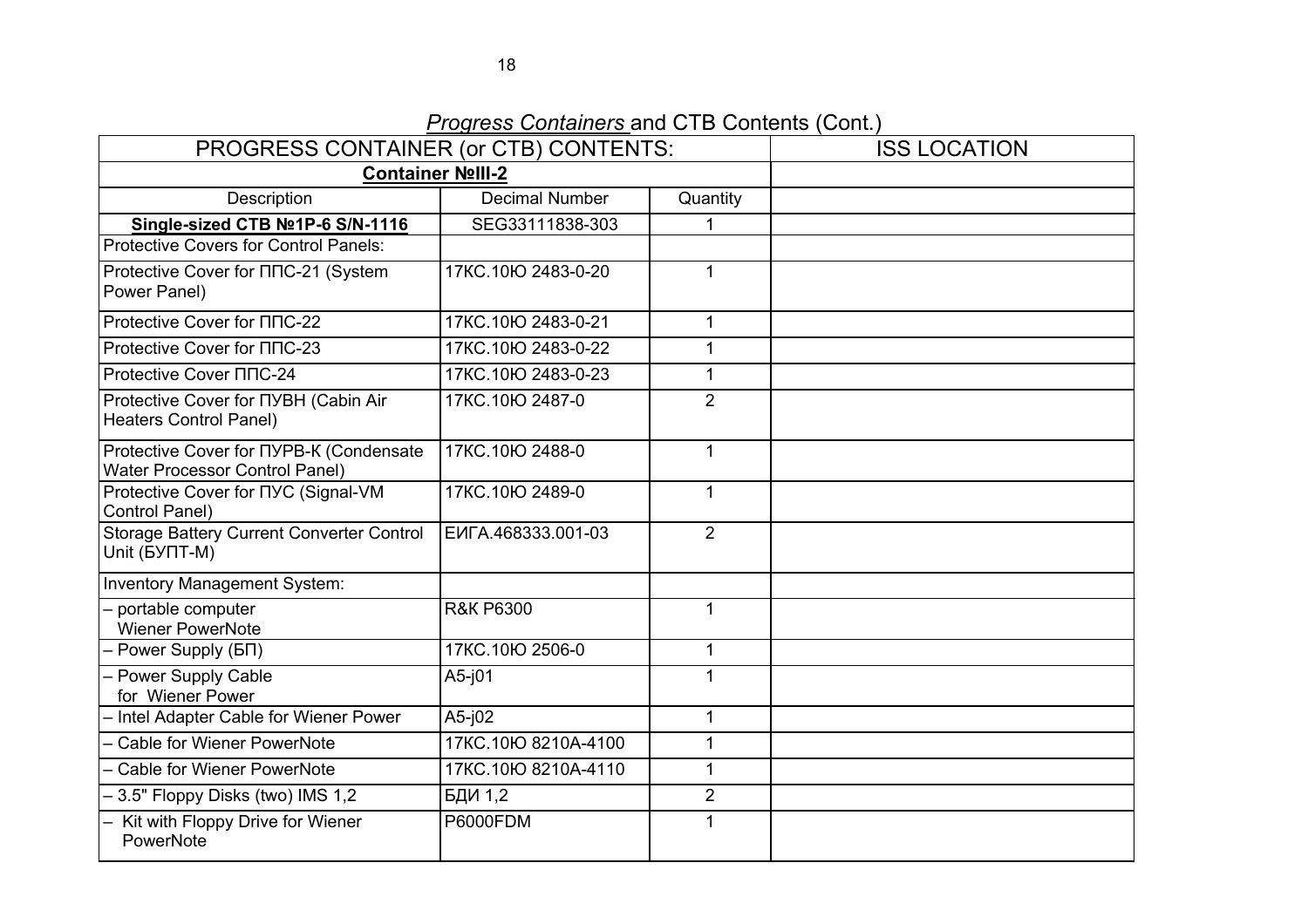*Progress Containers* and CTB Contents (Cont.)

| PROGRESS CONTAINER (or CTB) CONTENTS: | | | ISS LOCATION |
|---|---|---|---|
| **Container №III-2** | | | |
| Description | Decimal Number | Quantity | |
| **Single-sized CTB №1P-6 S/N-1116** | SEG33111838-303 | 1 | |
| Protective Covers for Control Panels: | | | |
| Protective Cover for ППС-21 (System Power Panel) | 17КС.10Ю 2483-0-20 | 1 | |
| Protective Cover for ППС-22 | 17КС.10Ю 2483-0-21 | 1 | |
| Protective Cover for ППС-23 | 17КС.10Ю 2483-0-22 | 1 | |
| Protective Cover ППС-24 | 17КС.10Ю 2483-0-23 | 1 | |
| Protective Cover for ПУВН (Cabin Air Heaters Control Panel) | 17КС.10Ю 2487-0 | 2 | |
| Protective Cover for ПУРВ-К (Condensate Water Processor Control Panel) | 17КС.10Ю 2488-0 | 1 | |
| Protective Cover for ПУС (Signal-VM Control Panel) | 17КС.10Ю 2489-0 | 1 | |
| Storage Battery Current Converter Control Unit (БУПТ-М) | ЕИГА.468333.001-03 | 2 | |
| Inventory Management System: | | | |
| – portable computer Wiener PowerNote | R&K P6300 | 1 | |
| – Power Supply (БП) | 17КС.10Ю 2506-0 | 1 | |
| – Power Supply Cable for Wiener Power | A5-j01 | 1 | |
| – Intel Adapter Cable for Wiener Power | A5-j02 | 1 | |
| – Cable for Wiener PowerNote | 17КС.10Ю 8210А-4100 | 1 | |
| – Cable for Wiener PowerNote | 17КС.10Ю 8210А-4110 | 1 | |
| – 3.5" Floppy Disks (two) IMS 1,2 | БДИ 1,2 | 2 | |
| – Kit with Floppy Drive for Wiener PowerNote | P6000FDM | 1 | |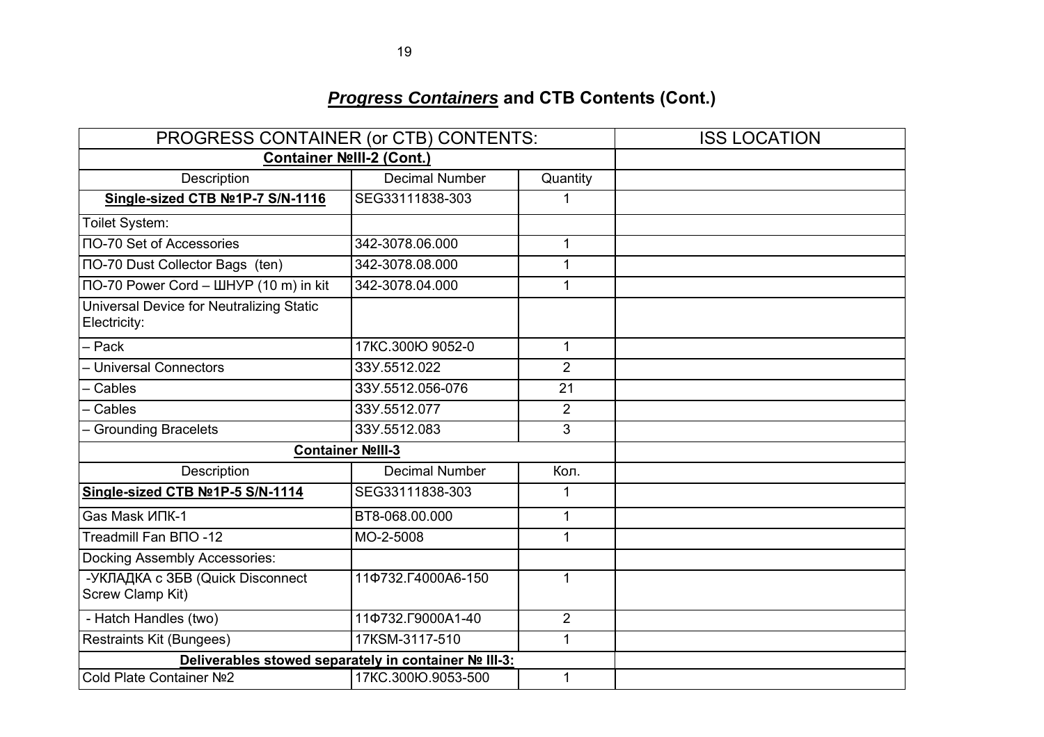## ***Progress Containers*** **and CTB Contents (Cont.)**

| PROGRESS CONTAINER (or CTB) CONTENTS: | | | ISS LOCATION |
|---|---|---|---|
| **Container №III-2 (Cont.)** | | | |
| Description | Decimal Number | Quantity | |
| **Single-sized CTB №1P-7 S/N-1116** | SEG33111838-303 | 1 | |
| Toilet System: | | | |
| ПО-70 Set of Accessories | 342-3078.06.000 | 1 | |
| ПО-70 Dust Collector Bags (ten) | 342-3078.08.000 | 1 | |
| ПО-70 Power Cord – ШНУР (10 m) in kit | 342-3078.04.000 | 1 | |
| Universal Device for Neutralizing Static Electricity: | | | |
| – Pack | 17КС.300Ю 9052-0 | 1 | |
| – Universal Connectors | 33У.5512.022 | 2 | |
| – Cables | 33У.5512.056-076 | 21 | |
| – Cables | 33У.5512.077 | 2 | |
| – Grounding Bracelets | 33У.5512.083 | 3 | |
| **Container №III-3** | | | |
| Description | Decimal Number | Кол. | |
| **Single-sized CTB №1P-5 S/N-1114** | SEG33111838-303 | 1 | |
| Gas Mask ИПК-1 | ВТ8-068.00.000 | 1 | |
| Treadmill Fan ВПО -12 | МО-2-5008 | 1 | |
| Docking Assembly Accessories: | | | |
| -УКЛАДКА с ЗБВ (Quick Disconnect Screw Clamp Kit) | 11Ф732.Г4000А6-150 | 1 | |
| - Hatch Handles (two) | 11Ф732.Г9000А1-40 | 2 | |
| Restraints Kit (Bungees) | 17KSM-3117-510 | 1 | |
| **Deliverables stowed separately in container № III-3:** | | | |
| Cold Plate Container №2 | 17КС.300Ю.9053-500 | 1 | |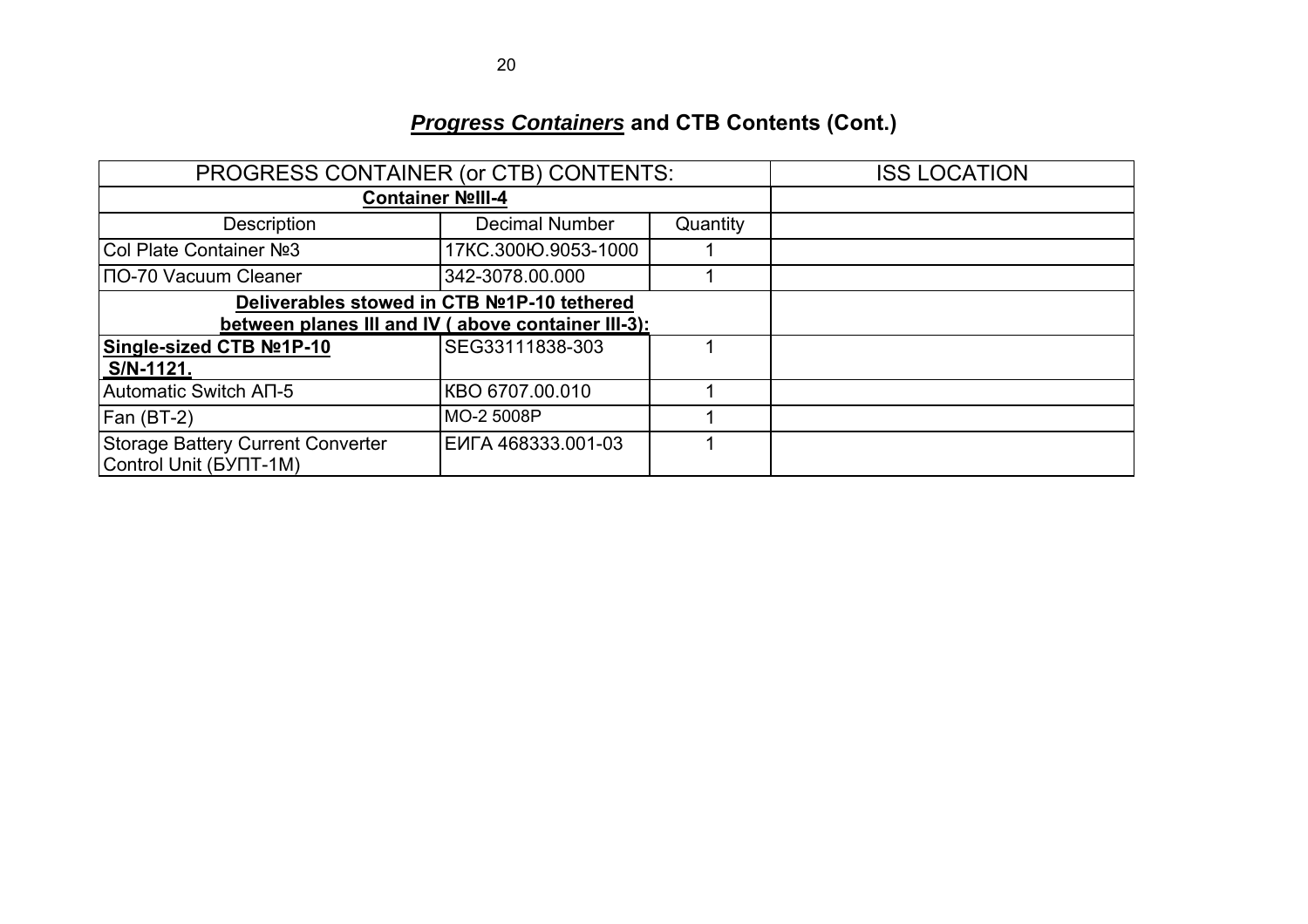## ***Progress Containers*** **and CTB Contents (Cont.)**

| PROGRESS CONTAINER (or CTB) CONTENTS: | | | ISS LOCATION |
|---|---|---|---|
| **Container №III-4** | | | |
| Description | Decimal Number | Quantity | |
| Col Plate Container №3 | 17КС.300Ю.9053-1000 | 1 | |
| ПО-70 Vacuum Cleaner | 342-3078.00.000 | 1 | |
| **Deliverables stowed in CTB №1Р-10 tethered between planes III and IV ( above container III-3):** | | | |
| **Single-sized CTB №1Р-10 S/N-1121.** | SEG33111838-303 | 1 | |
| Automatic Switch АП-5 | КВО 6707.00.010 | 1 | |
| Fan (ВТ-2) | МО-2 5008Р | 1 | |
| Storage Battery Current Converter Control Unit (БУПТ-1М) | ЕИГА 468333.001-03 | 1 | |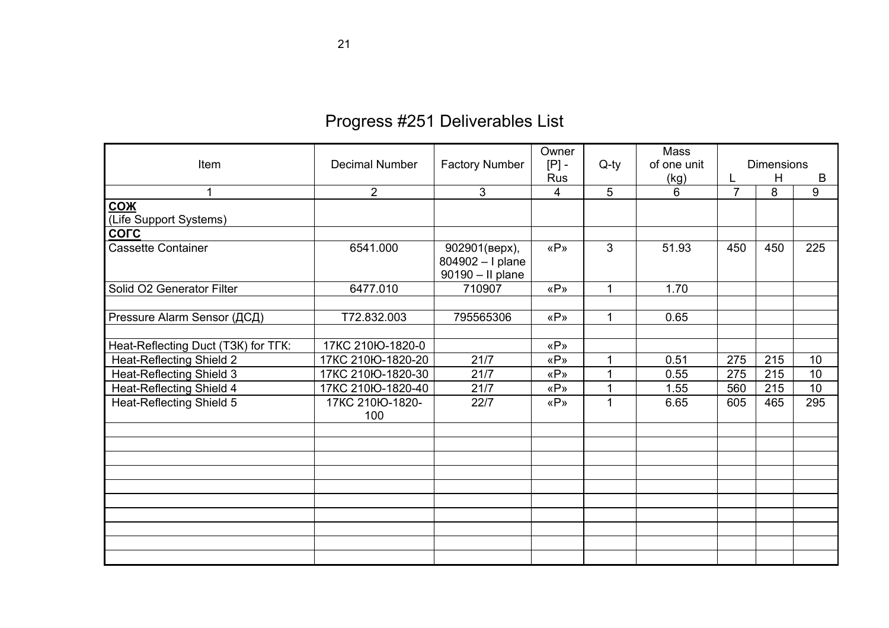# Progress #251 Deliverables List

| Item | Decimal Number | Factory Number | Owner [P] - Rus | Q-ty | Mass of one unit (kg) | Dimensions | | |
|---|---|---|---|---|---|---|---|---|
| | | | | | | L | H | B |
| 1 | 2 | 3 | 4 | 5 | 6 | 7 | 8 | 9 |
| **СОЖ** (Life Support Systems) | | | | | | | | |
| **СОГС** | | | | | | | | |
| Cassette Container | 6541.000 | 902901(верх), 804902 – I plane 90190 – II plane | «P» | 3 | 51.93 | 450 | 450 | 225 |
| Solid O2 Generator Filter | 6477.010 | 710907 | «P» | 1 | 1.70 | | | |
| | | | | | | | | |
| Pressure Alarm Sensor (ДСД) | Т72.832.003 | 795565306 | «P» | 1 | 0.65 | | | |
| | | | | | | | | |
| Heat-Reflecting Duct (ТЗК) for ТГК: | 17КС 210Ю-1820-0 | | «P» | | | | | |
| Heat-Reflecting Shield 2 | 17КС 210Ю-1820-20 | 21/7 | «P» | 1 | 0.51 | 275 | 215 | 10 |
| Heat-Reflecting Shield 3 | 17КС 210Ю-1820-30 | 21/7 | «P» | 1 | 0.55 | 275 | 215 | 10 |
| Heat-Reflecting Shield 4 | 17КС 210Ю-1820-40 | 21/7 | «P» | 1 | 1.55 | 560 | 215 | 10 |
| Heat-Reflecting Shield 5 | 17КС 210Ю-1820-100 | 22/7 | «P» | 1 | 6.65 | 605 | 465 | 295 |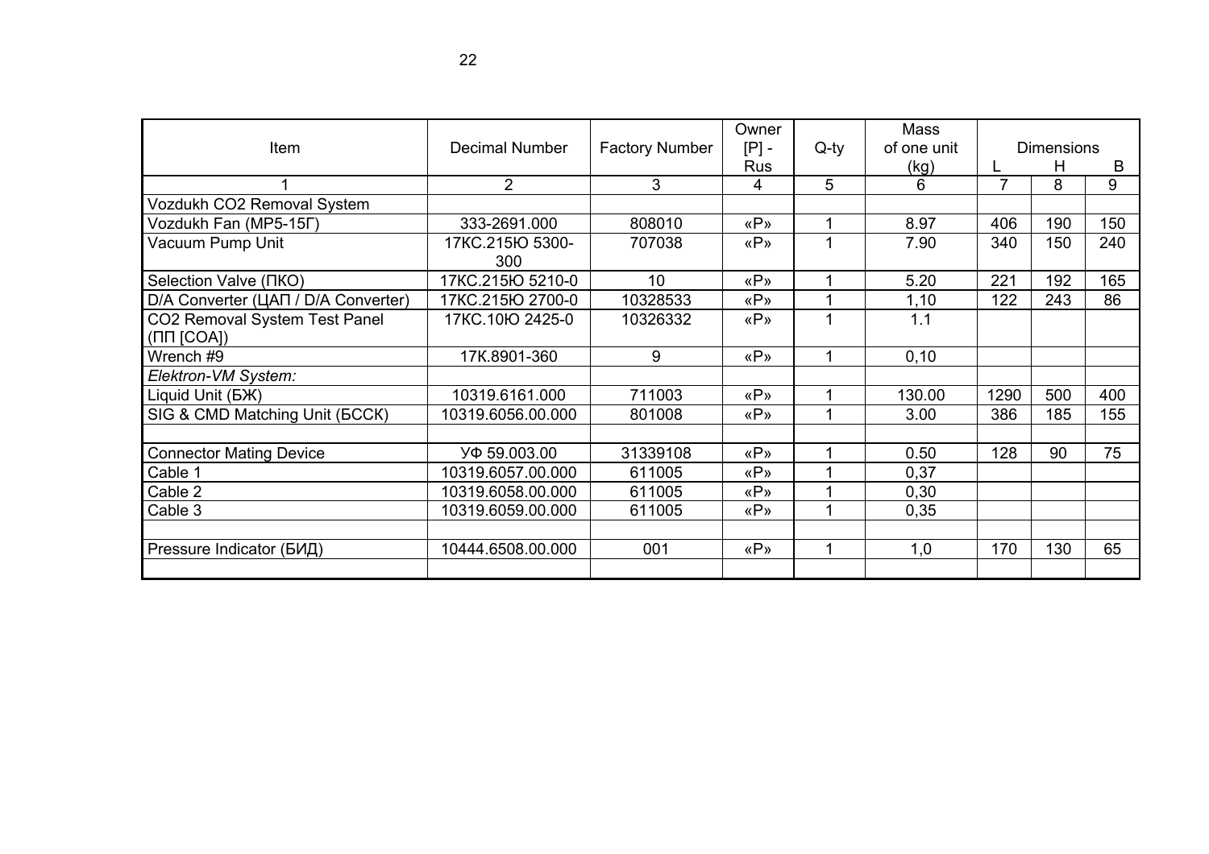| Item | Decimal Number | Factory Number | Owner [P] - Rus | Q-ty | Mass of one unit (kg) | Dimensions | | |
|---|---|---|---|---|---|---|---|---|
| | | | | | | L | H | B |
| 1 | 2 | 3 | 4 | 5 | 6 | 7 | 8 | 9 |
| Vozdukh CO2 Removal System | | | | | | | | |
| Vozdukh Fan (MP5-15Г) | 333-2691.000 | 808010 | «P» | 1 | 8.97 | 406 | 190 | 150 |
| Vacuum Pump Unit | 17КС.215Ю 5300-300 | 707038 | «P» | 1 | 7.90 | 340 | 150 | 240 |
| Selection Valve (ПКО) | 17КС.215Ю 5210-0 | 10 | «P» | 1 | 5.20 | 221 | 192 | 165 |
| D/A Converter (ЦАП / D/A Converter) | 17КС.215Ю 2700-0 | 10328533 | «P» | 1 | 1,10 | 122 | 243 | 86 |
| CO2 Removal System Test Panel (ПП [СОА]) | 17КС.10Ю 2425-0 | 10326332 | «P» | 1 | 1.1 | | | |
| Wrench #9 | 17К.8901-360 | 9 | «P» | 1 | 0,10 | | | |
| *Elektron-VM System:* | | | | | | | | |
| Liquid Unit (БЖ) | 10319.6161.000 | 711003 | «P» | 1 | 130.00 | 1290 | 500 | 400 |
| SIG & CMD Matching Unit (БССК) | 10319.6056.00.000 | 801008 | «P» | 1 | 3.00 | 386 | 185 | 155 |
| | | | | | | | | |
| Connector Mating Device | УФ 59.003.00 | 31339108 | «P» | 1 | 0.50 | 128 | 90 | 75 |
| Cable 1 | 10319.6057.00.000 | 611005 | «P» | 1 | 0,37 | | | |
| Cable 2 | 10319.6058.00.000 | 611005 | «P» | 1 | 0,30 | | | |
| Cable 3 | 10319.6059.00.000 | 611005 | «P» | 1 | 0,35 | | | |
| | | | | | | | | |
| Pressure Indicator (БИД) | 10444.6508.00.000 | 001 | «P» | 1 | 1,0 | 170 | 130 | 65 |
| | | | | | | | | |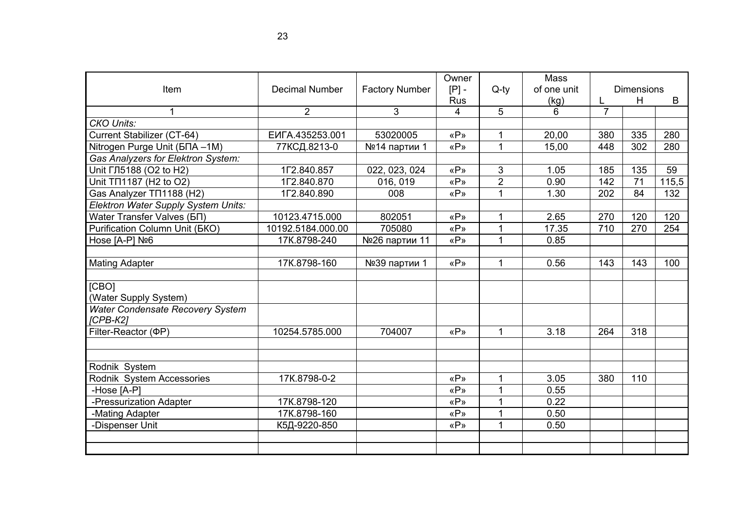| Item | Decimal Number | Factory Number | Owner [P] - Rus | Q-ty | Mass of one unit (kg) | Dimensions | | |
|---|---|---|---|---|---|---|---|---|
| | | | | | | L | H | B |
| 1 | 2 | 3 | 4 | 5 | 6 | 7 | | |
| *СКО Units:* | | | | | | | | |
| Current Stabilizer (СТ-64) | ЕИГА.435253.001 | 53020005 | «Р» | 1 | 20,00 | 380 | 335 | 280 |
| Nitrogen Purge Unit (БПА –1М) | 77КСД.8213-0 | №14 партии 1 | «Р» | 1 | 15,00 | 448 | 302 | 280 |
| *Gas Analyzers for Elektron System:* | | | | | | | | |
| Unit ГЛ5188 (O2 to H2) | 1Г2.840.857 | 022, 023, 024 | «Р» | 3 | 1.05 | 185 | 135 | 59 |
| Unit ТП1187 (H2 to O2) | 1Г2.840.870 | 016, 019 | «Р» | 2 | 0.90 | 142 | 71 | 115,5 |
| Gas Analyzer ТП1188 (H2) | 1Г2.840.890 | 008 | «Р» | 1 | 1.30 | 202 | 84 | 132 |
| *Elektron Water Supply System Units:* | | | | | | | | |
| Water Transfer Valves (БП) | 10123.4715.000 | 802051 | «Р» | 1 | 2.65 | 270 | 120 | 120 |
| Purification Column Unit (БКО) | 10192.5184.000.00 | 705080 | «Р» | 1 | 17.35 | 710 | 270 | 254 |
| Hose [А-Р] №6 | 17К.8798-240 | №26 партии 11 | «Р» | 1 | 0.85 | | | |
| | | | | | | | | |
| Mating Adapter | 17К.8798-160 | №39 партии 1 | «Р» | 1 | 0.56 | 143 | 143 | 100 |
| | | | | | | | | |
| [СВО] (Water Supply System) | | | | | | | | |
| *Water Condensate Recovery System [СРВ-К2]* | | | | | | | | |
| Filter-Reactor (ФР) | 10254.5785.000 | 704007 | «Р» | 1 | 3.18 | 264 | 318 | |
| | | | | | | | | |
| | | | | | | | | |
| Rodnik System | | | | | | | | |
| Rodnik System Accessories | 17К.8798-0-2 | | «Р» | 1 | 3.05 | 380 | 110 | |
| -Hose [А-Р] | | | «Р» | 1 | 0.55 | | | |
| -Pressurization Adapter | 17К.8798-120 | | «Р» | 1 | 0.22 | | | |
| -Mating Adapter | 17К.8798-160 | | «Р» | 1 | 0.50 | | | |
| -Dispenser Unit | К5Д-9220-850 | | «Р» | 1 | 0.50 | | | |
| | | | | | | | | |
| | | | | | | | | |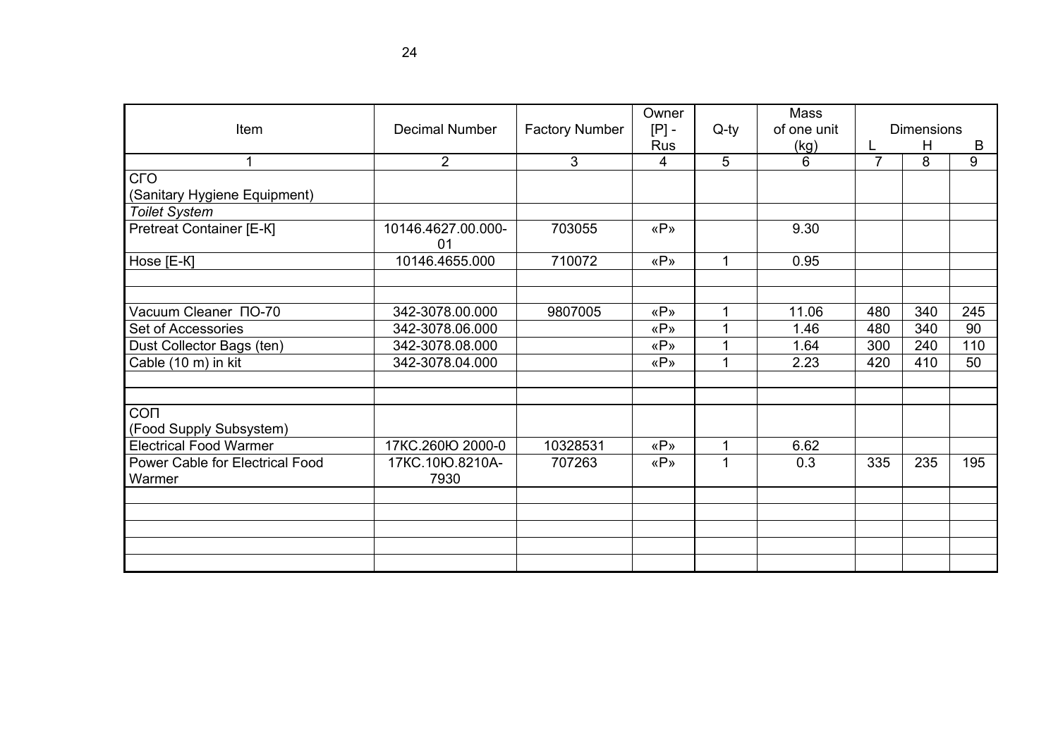| Item | Decimal Number | Factory Number | Owner [P] - Rus | Q-ty | Mass of one unit (kg) | Dimensions | | |
|---|---|---|---|---|---|---|---|---|
| | | | | | | L | H | B |
| 1 | 2 | 3 | 4 | 5 | 6 | 7 | 8 | 9 |
| СГО (Sanitary Hygiene Equipment) | | | | | | | | |
| *Toilet System* | | | | | | | | |
| Pretreat Container [Е-К] | 10146.4627.00.000-01 | 703055 | «Р» | | 9.30 | | | |
| Hose [Е-К] | 10146.4655.000 | 710072 | «Р» | 1 | 0.95 | | | |
| | | | | | | | | |
| | | | | | | | | |
| Vacuum Cleaner ПО-70 | 342-3078.00.000 | 9807005 | «Р» | 1 | 11.06 | 480 | 340 | 245 |
| Set of Accessories | 342-3078.06.000 | | «Р» | 1 | 1.46 | 480 | 340 | 90 |
| Dust Collector Bags (ten) | 342-3078.08.000 | | «Р» | 1 | 1.64 | 300 | 240 | 110 |
| Cable (10 m) in kit | 342-3078.04.000 | | «Р» | 1 | 2.23 | 420 | 410 | 50 |
| | | | | | | | | |
| | | | | | | | | |
| СОП (Food Supply Subsystem) | | | | | | | | |
| Electrical Food Warmer | 17КС.260Ю 2000-0 | 10328531 | «Р» | 1 | 6.62 | | | |
| Power Cable for Electrical Food Warmer | 17КС.10Ю.8210А-7930 | 707263 | «Р» | 1 | 0.3 | 335 | 235 | 195 |
| | | | | | | | | |
| | | | | | | | | |
| | | | | | | | | |
| | | | | | | | | |
| | | | | | | | | |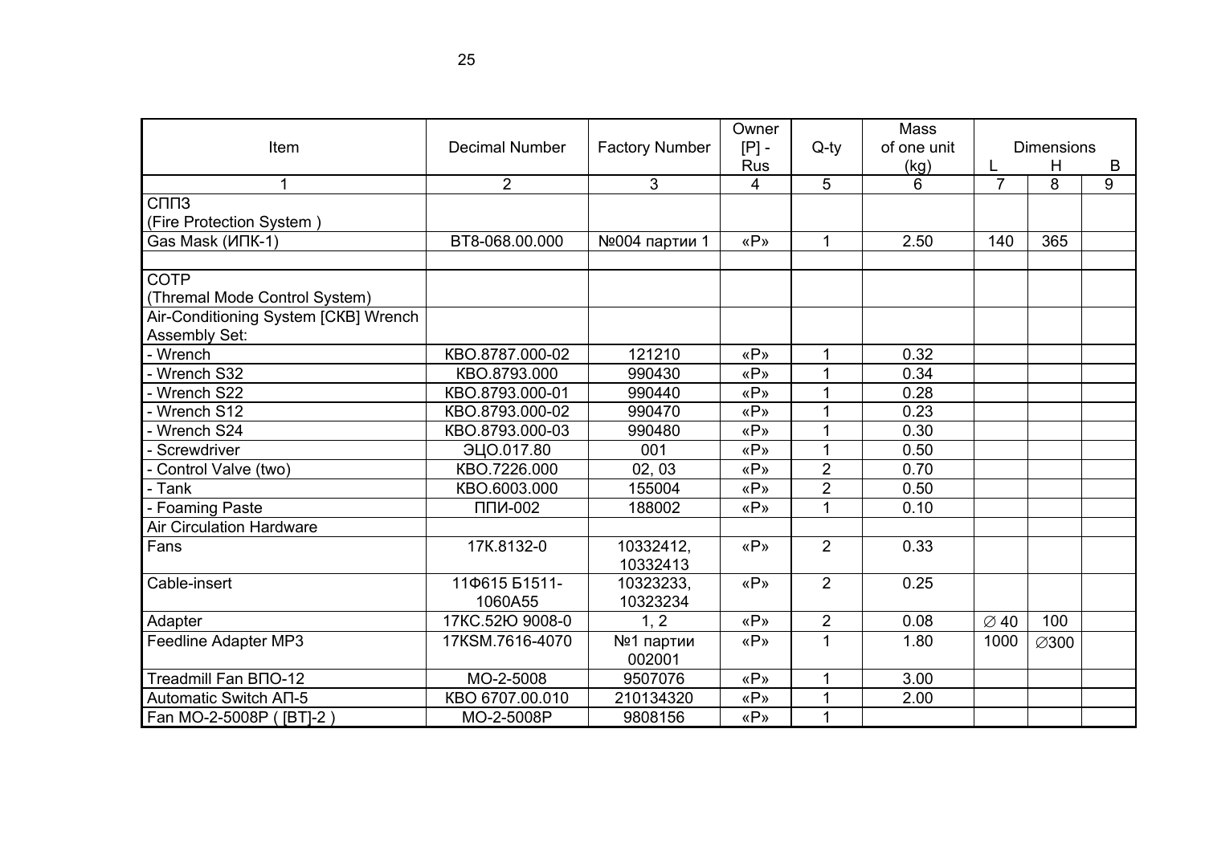| Item | Decimal Number | Factory Number | Owner [P] - Rus | Q-ty | Mass of one unit (kg) | Dimensions | | |
|---|---|---|---|---|---|---|---|---|
| | | | | | | L | H | B |
| 1 | 2 | 3 | 4 | 5 | 6 | 7 | 8 | 9 |
| СППЗ (Fire Protection System ) | | | | | | | | |
| Gas Mask (ИПК-1) | ВТ8-068.00.000 | №004 партии 1 | «Р» | 1 | 2.50 | 140 | 365 | |
| | | | | | | | | |
| СОТР (Thremal Mode Control System) | | | | | | | | |
| Air-Conditioning System [СКВ] Wrench Assembly Set: | | | | | | | | |
| - Wrench | КВО.8787.000-02 | 121210 | «Р» | 1 | 0.32 | | | |
| - Wrench S32 | КВО.8793.000 | 990430 | «Р» | 1 | 0.34 | | | |
| - Wrench S22 | КВО.8793.000-01 | 990440 | «Р» | 1 | 0.28 | | | |
| - Wrench S12 | КВО.8793.000-02 | 990470 | «Р» | 1 | 0.23 | | | |
| - Wrench S24 | КВО.8793.000-03 | 990480 | «Р» | 1 | 0.30 | | | |
| - Screwdriver | ЭЦО.017.80 | 001 | «Р» | 1 | 0.50 | | | |
| - Control Valve (two) | КВО.7226.000 | 02, 03 | «Р» | 2 | 0.70 | | | |
| - Tank | КВО.6003.000 | 155004 | «Р» | 2 | 0.50 | | | |
| - Foaming Paste | ППИ-002 | 188002 | «Р» | 1 | 0.10 | | | |
| Air Circulation Hardware | | | | | | | | |
| Fans | 17К.8132-0 | 10332412, 10332413 | «Р» | 2 | 0.33 | | | |
| Cable-insert | 11Ф615 Б1511-1060А55 | 10323233, 10323234 | «Р» | 2 | 0.25 | | | |
| Adapter | 17КС.52Ю 9008-0 | 1, 2 | «Р» | 2 | 0.08 | ∅ 40 | 100 | |
| Feedline Adapter MP3 | 17KSM.7616-4070 | №1 партии 002001 | «Р» | 1 | 1.80 | 1000 | ∅300 | |
| Treadmill Fan ВПО-12 | МО-2-5008 | 9507076 | «Р» | 1 | 3.00 | | | |
| Automatic Switch АП-5 | КВО 6707.00.010 | 210134320 | «Р» | 1 | 2.00 | | | |
| Fan МО-2-5008Р ( [ВТ]-2 ) | МО-2-5008Р | 9808156 | «Р» | 1 | | | | |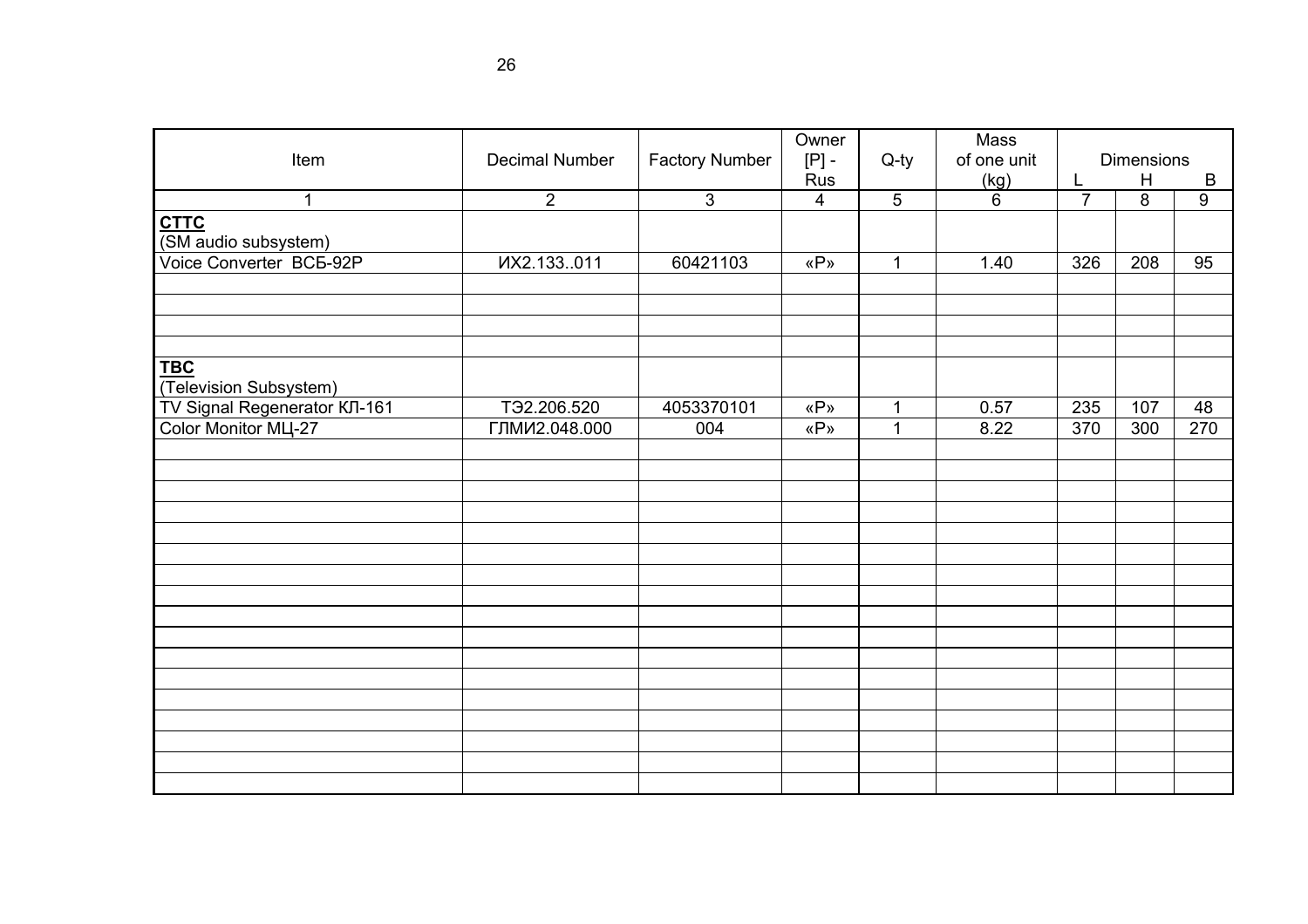| Item | Decimal Number | Factory Number | Owner [P] - Rus | Q-ty | Mass of one unit (kg) | Dimensions | | |
|---|---|---|---|---|---|---|---|---|
| | | | | | | L | H | B |
| 1 | 2 | 3 | 4 | 5 | 6 | 7 | 8 | 9 |
| **<u>СТТС</u>** (SM audio subsystem) | | | | | | | | |
| Voice Converter ВСБ-92Р | ИХ2.133..011 | 60421103 | «Р» | 1 | 1.40 | 326 | 208 | 95 |
| | | | | | | | | |
| | | | | | | | | |
| | | | | | | | | |
| | | | | | | | | |
| **<u>ТВС</u>** (Television Subsystem) | | | | | | | | |
| TV Signal Regenerator КЛ-161 | ТЭ2.206.520 | 4053370101 | «Р» | 1 | 0.57 | 235 | 107 | 48 |
| Color Monitor МЦ-27 | ГЛМИ2.048.000 | 004 | «Р» | 1 | 8.22 | 370 | 300 | 270 |
| | | | | | | | | |
| | | | | | | | | |
| | | | | | | | | |
| | | | | | | | | |
| | | | | | | | | |
| | | | | | | | | |
| | | | | | | | | |
| | | | | | | | | |
| | | | | | | | | |
| | | | | | | | | |
| | | | | | | | | |
| | | | | | | | | |
| | | | | | | | | |
| | | | | | | | | |
| | | | | | | | | |
| | | | | | | | | |
| | | | | | | | | |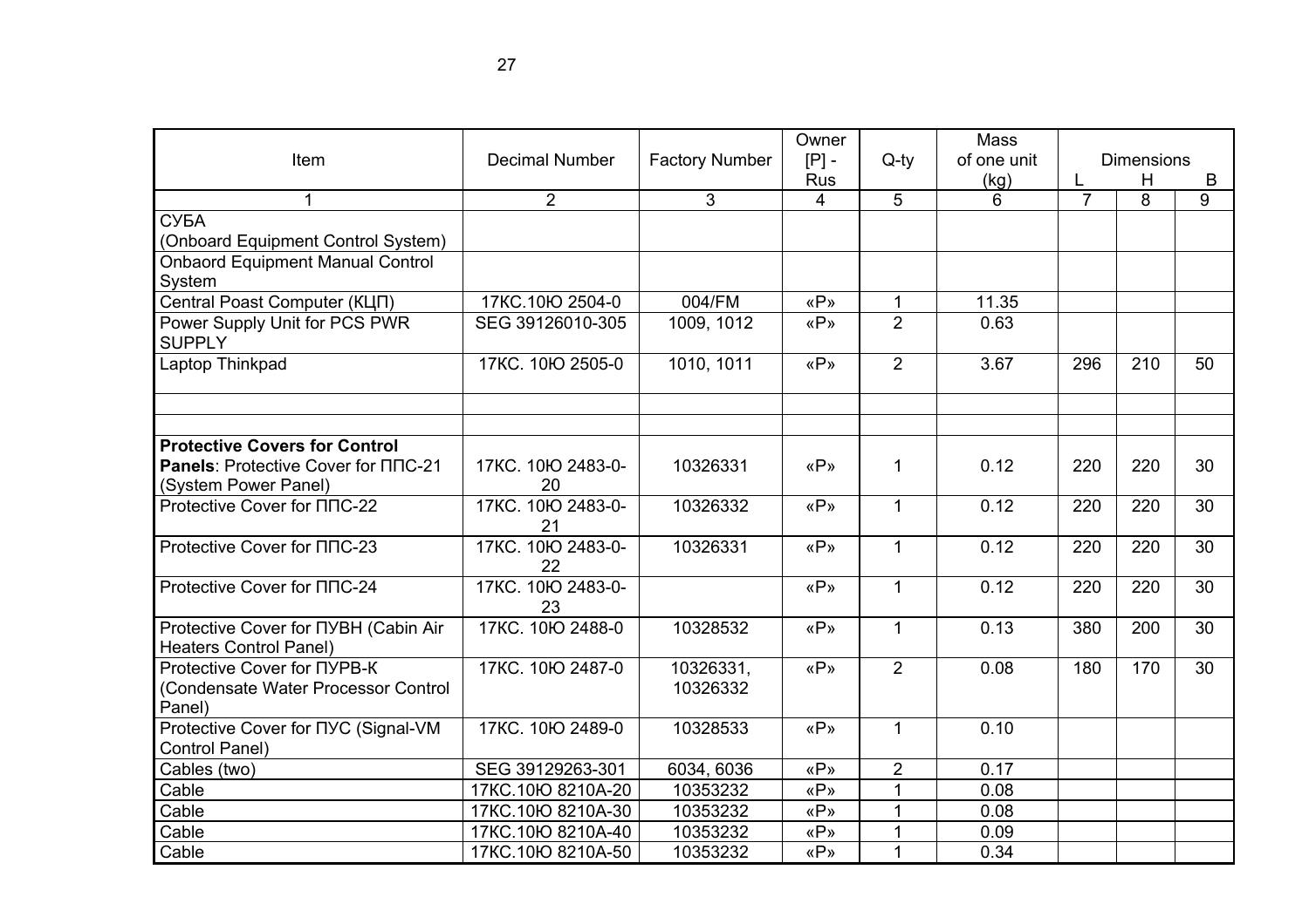| Item | Decimal Number | Factory Number | Owner [P] - Rus | Q-ty | Mass of one unit (kg) | Dimensions | | |
|---|---|---|---|---|---|---|---|---|
| | | | | | | L | H | B |
| 1 | 2 | 3 | 4 | 5 | 6 | 7 | 8 | 9 |
| СУБА (Onboard Equipment Control System) | | | | | | | | |
| Onbaord Equipment Manual Control System | | | | | | | | |
| Central Poast Computer (КЦП) | 17КС.10Ю 2504-0 | 004/FM | «Р» | 1 | 11.35 | | | |
| Power Supply Unit for PCS PWR SUPPLY | SEG 39126010-305 | 1009, 1012 | «Р» | 2 | 0.63 | | | |
| Laptop Thinkpad | 17КС. 10Ю 2505-0 | 1010, 1011 | «Р» | 2 | 3.67 | 296 | 210 | 50 |
| | | | | | | | | |
| | | | | | | | | |
| **Protective Covers for Control Panels**: Protective Cover for ППС-21 (System Power Panel) | 17КС. 10Ю 2483-0-20 | 10326331 | «Р» | 1 | 0.12 | 220 | 220 | 30 |
| Protective Cover for ППС-22 | 17КС. 10Ю 2483-0-21 | 10326332 | «Р» | 1 | 0.12 | 220 | 220 | 30 |
| Protective Cover for ППС-23 | 17КС. 10Ю 2483-0-22 | 10326331 | «Р» | 1 | 0.12 | 220 | 220 | 30 |
| Protective Cover for ППС-24 | 17КС. 10Ю 2483-0-23 | | «Р» | 1 | 0.12 | 220 | 220 | 30 |
| Protective Cover for ПУВН (Cabin Air Heaters Control Panel) | 17КС. 10Ю 2488-0 | 10328532 | «Р» | 1 | 0.13 | 380 | 200 | 30 |
| Protective Cover for ПУРВ-К (Condensate Water Processor Control Panel) | 17КС. 10Ю 2487-0 | 10326331, 10326332 | «Р» | 2 | 0.08 | 180 | 170 | 30 |
| Protective Cover for ПУС (Signal-VM Control Panel) | 17КС. 10Ю 2489-0 | 10328533 | «Р» | 1 | 0.10 | | | |
| Cables (two) | SEG 39129263-301 | 6034, 6036 | «Р» | 2 | 0.17 | | | |
| Cable | 17КС.10Ю 8210А-20 | 10353232 | «Р» | 1 | 0.08 | | | |
| Cable | 17КС.10Ю 8210А-30 | 10353232 | «Р» | 1 | 0.08 | | | |
| Cable | 17КС.10Ю 8210А-40 | 10353232 | «Р» | 1 | 0.09 | | | |
| Cable | 17КС.10Ю 8210А-50 | 10353232 | «Р» | 1 | 0.34 | | | |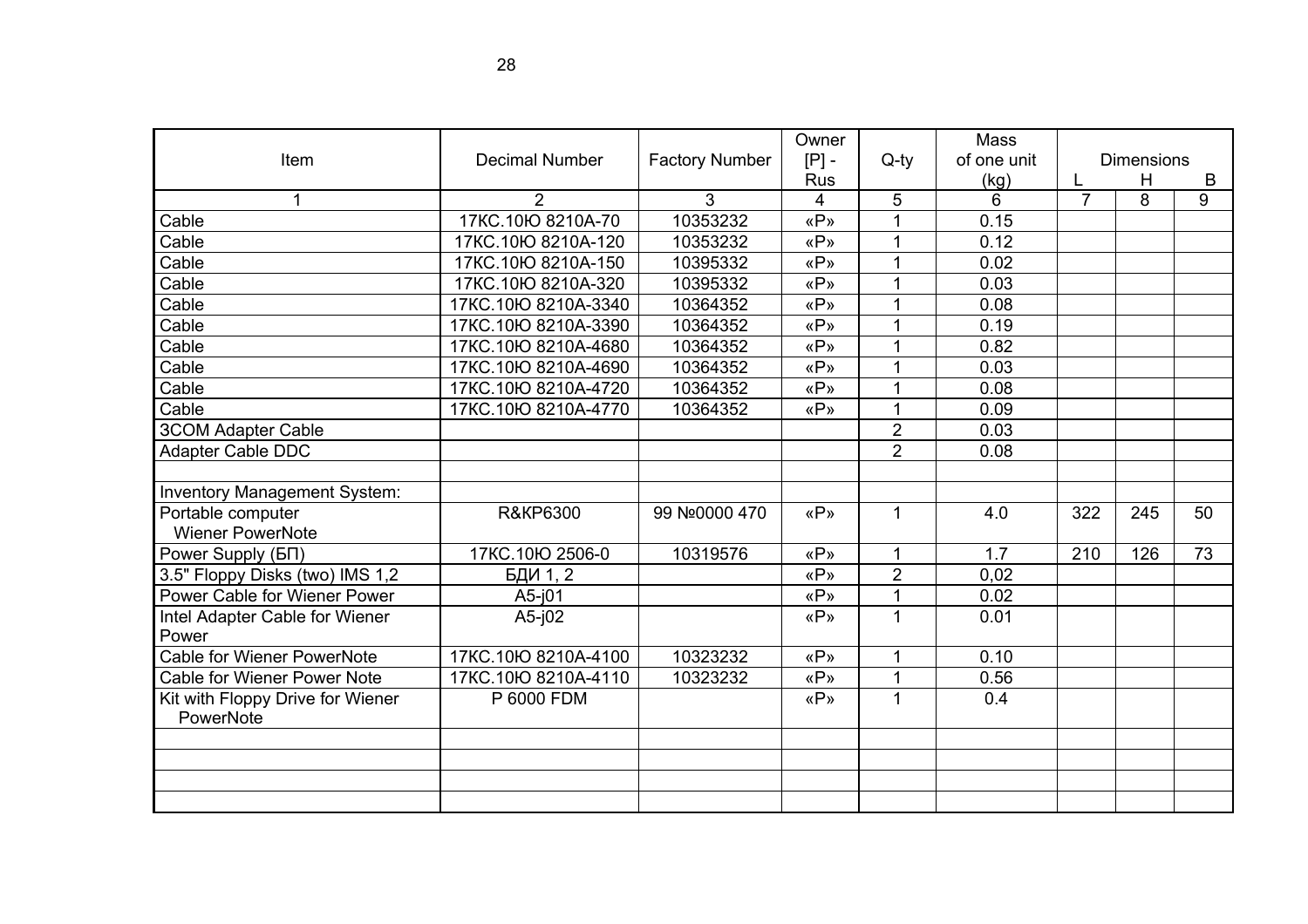| Item | Decimal Number | Factory Number | Owner [P] - Rus | Q-ty | Mass of one unit (kg) | Dimensions | | |
|---|---|---|---|---|---|---|---|---|
| | | | | | | L | H | B |
| 1 | 2 | 3 | 4 | 5 | 6 | 7 | 8 | 9 |
| Cable | 17КС.10Ю 8210А-70 | 10353232 | «P» | 1 | 0.15 | | | |
| Cable | 17КС.10Ю 8210А-120 | 10353232 | «P» | 1 | 0.12 | | | |
| Cable | 17КС.10Ю 8210А-150 | 10395332 | «P» | 1 | 0.02 | | | |
| Cable | 17КС.10Ю 8210А-320 | 10395332 | «P» | 1 | 0.03 | | | |
| Cable | 17КС.10Ю 8210А-3340 | 10364352 | «P» | 1 | 0.08 | | | |
| Cable | 17КС.10Ю 8210А-3390 | 10364352 | «P» | 1 | 0.19 | | | |
| Cable | 17КС.10Ю 8210А-4680 | 10364352 | «P» | 1 | 0.82 | | | |
| Cable | 17КС.10Ю 8210А-4690 | 10364352 | «P» | 1 | 0.03 | | | |
| Cable | 17КС.10Ю 8210А-4720 | 10364352 | «P» | 1 | 0.08 | | | |
| Cable | 17КС.10Ю 8210А-4770 | 10364352 | «P» | 1 | 0.09 | | | |
| 3COM Adapter Cable | | | | 2 | 0.03 | | | |
| Adapter Cable DDC | | | | 2 | 0.08 | | | |
| | | | | | | | | |
| Inventory Management System: | | | | | | | | |
| Portable computer Wiener PowerNote | R&KP6300 | 99 №0000 470 | «P» | 1 | 4.0 | 322 | 245 | 50 |
| Power Supply (БП) | 17КС.10Ю 2506-0 | 10319576 | «P» | 1 | 1.7 | 210 | 126 | 73 |
| 3.5" Floppy Disks (two) IMS 1,2 | БДИ 1, 2 | | «P» | 2 | 0,02 | | | |
| Power Cable for Wiener Power | A5-j01 | | «P» | 1 | 0.02 | | | |
| Intel Adapter Cable for Wiener Power | A5-j02 | | «P» | 1 | 0.01 | | | |
| Cable for Wiener PowerNote | 17КС.10Ю 8210А-4100 | 10323232 | «P» | 1 | 0.10 | | | |
| Cable for Wiener Power Note | 17КС.10Ю 8210А-4110 | 10323232 | «P» | 1 | 0.56 | | | |
| Kit with Floppy Drive for Wiener PowerNote | P 6000 FDM | | «P» | 1 | 0.4 | | | |
| | | | | | | | | |
| | | | | | | | | |
| | | | | | | | | |
| | | | | | | | | |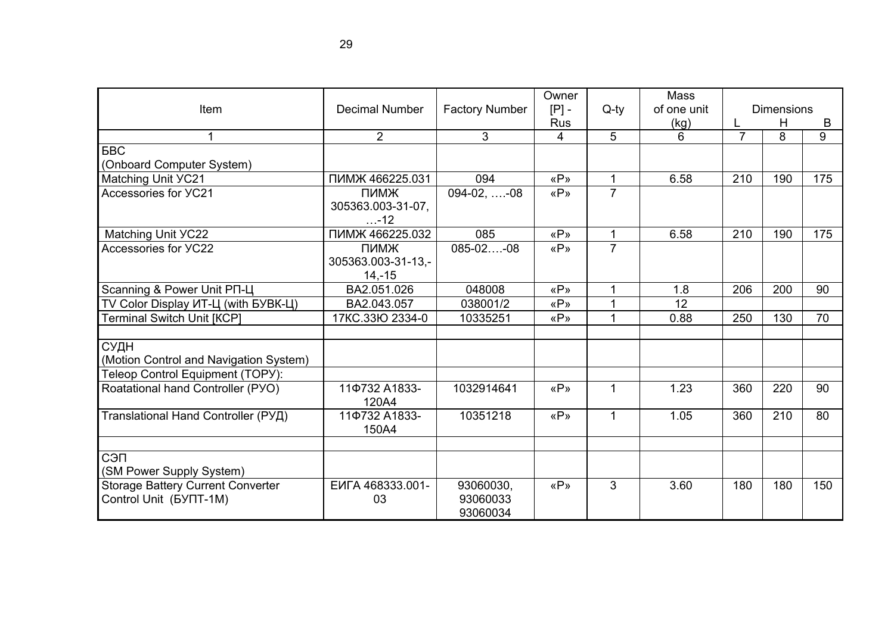| Item | Decimal Number | Factory Number | Owner [P] - Rus | Q-ty | Mass of one unit (kg) | Dimensions | | |
|---|---|---|---|---|---|---|---|---|
| | | | | | | L | H | B |
| 1 | 2 | 3 | 4 | 5 | 6 | 7 | 8 | 9 |
| БВС (Onboard Computer System) | | | | | | | | |
| Matching Unit УС21 | ПИМЖ 466225.031 | 094 | «Р» | 1 | 6.58 | 210 | 190 | 175 |
| Accessories for УС21 | ПИМЖ 305363.003-31-07, …-12 | 094-02, ….-08 | «Р» | 7 | | | | |
| Matching Unit УС22 | ПИМЖ 466225.032 | 085 | «Р» | 1 | 6.58 | 210 | 190 | 175 |
| Accessories for УС22 | ПИМЖ 305363.003-31-13,-14,-15 | 085-02….-08 | «Р» | 7 | | | | |
| Scanning & Power Unit РП-Ц | ВА2.051.026 | 048008 | «Р» | 1 | 1.8 | 206 | 200 | 90 |
| TV Color Display ИТ-Ц (with БУВК-Ц) | ВА2.043.057 | 038001/2 | «Р» | 1 | 12 | | | |
| Terminal Switch Unit [КСР] | 17КС.33Ю 2334-0 | 10335251 | «Р» | 1 | 0.88 | 250 | 130 | 70 |
| | | | | | | | | |
| СУДН (Motion Control and Navigation System) | | | | | | | | |
| Teleop Control Equipment (ТОРУ): | | | | | | | | |
| Roatational hand Controller (РУО) | 11Ф732 А1833-120А4 | 1032914641 | «Р» | 1 | 1.23 | 360 | 220 | 90 |
| Translational Hand Controller (РУД) | 11Ф732 А1833-150А4 | 10351218 | «Р» | 1 | 1.05 | 360 | 210 | 80 |
| | | | | | | | | |
| СЭП (SM Power Supply System) | | | | | | | | |
| Storage Battery Current Converter Control Unit (БУПТ-1М) | ЕИГА 468333.001-03 | 93060030, 93060033 93060034 | «Р» | 3 | 3.60 | 180 | 180 | 150 |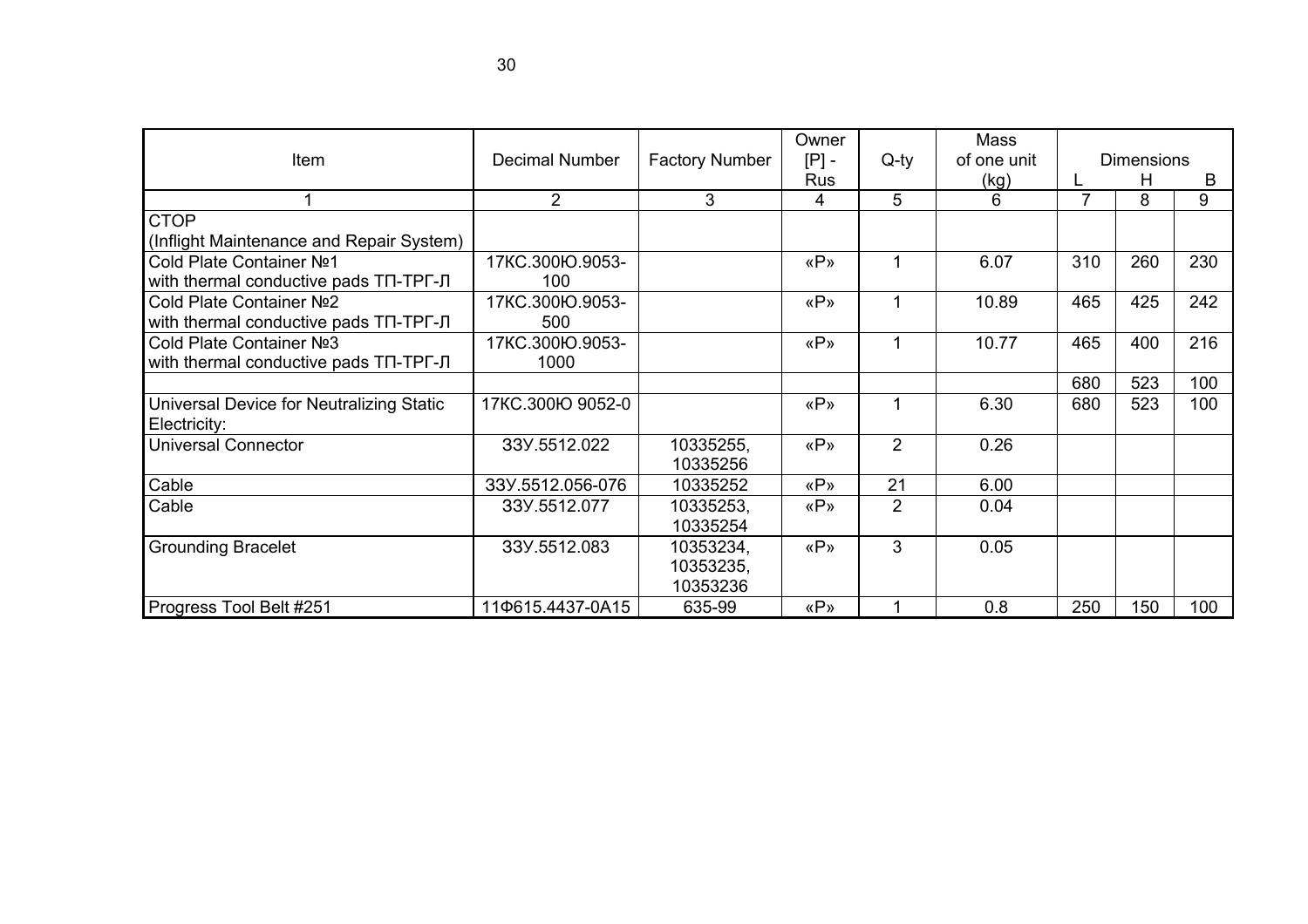| Item | Decimal Number | Factory Number | Owner [P] - Rus | Q-ty | Mass of one unit (kg) | Dimensions | | |
|---|---|---|---|---|---|---|---|---|
| | | | | | | L | H | B |
| 1 | 2 | 3 | 4 | 5 | 6 | 7 | 8 | 9 |
| СТОР (Inflight Maintenance and Repair System) | | | | | | | | |
| Cold Plate Container №1 with thermal conductive pads ТП-ТРГ-Л | 17КС.300Ю.9053-100 | | «Р» | 1 | 6.07 | 310 | 260 | 230 |
| Cold Plate Container №2 with thermal conductive pads ТП-ТРГ-Л | 17КС.300Ю.9053-500 | | «Р» | 1 | 10.89 | 465 | 425 | 242 |
| Cold Plate Container №3 with thermal conductive pads ТП-ТРГ-Л | 17КС.300Ю.9053-1000 | | «Р» | 1 | 10.77 | 465 | 400 | 216 |
| | | | | | | 680 | 523 | 100 |
| Universal Device for Neutralizing Static Electricity: | 17КС.300Ю 9052-0 | | «Р» | 1 | 6.30 | 680 | 523 | 100 |
| Universal Connector | 33У.5512.022 | 10335255, 10335256 | «Р» | 2 | 0.26 | | | |
| Cable | 33У.5512.056-076 | 10335252 | «Р» | 21 | 6.00 | | | |
| Cable | 33У.5512.077 | 10335253, 10335254 | «Р» | 2 | 0.04 | | | |
| Grounding Bracelet | 33У.5512.083 | 10353234, 10353235, 10353236 | «Р» | 3 | 0.05 | | | |
| Progress Tool Belt #251 | 11Ф615.4437-0А15 | 635-99 | «Р» | 1 | 0.8 | 250 | 150 | 100 |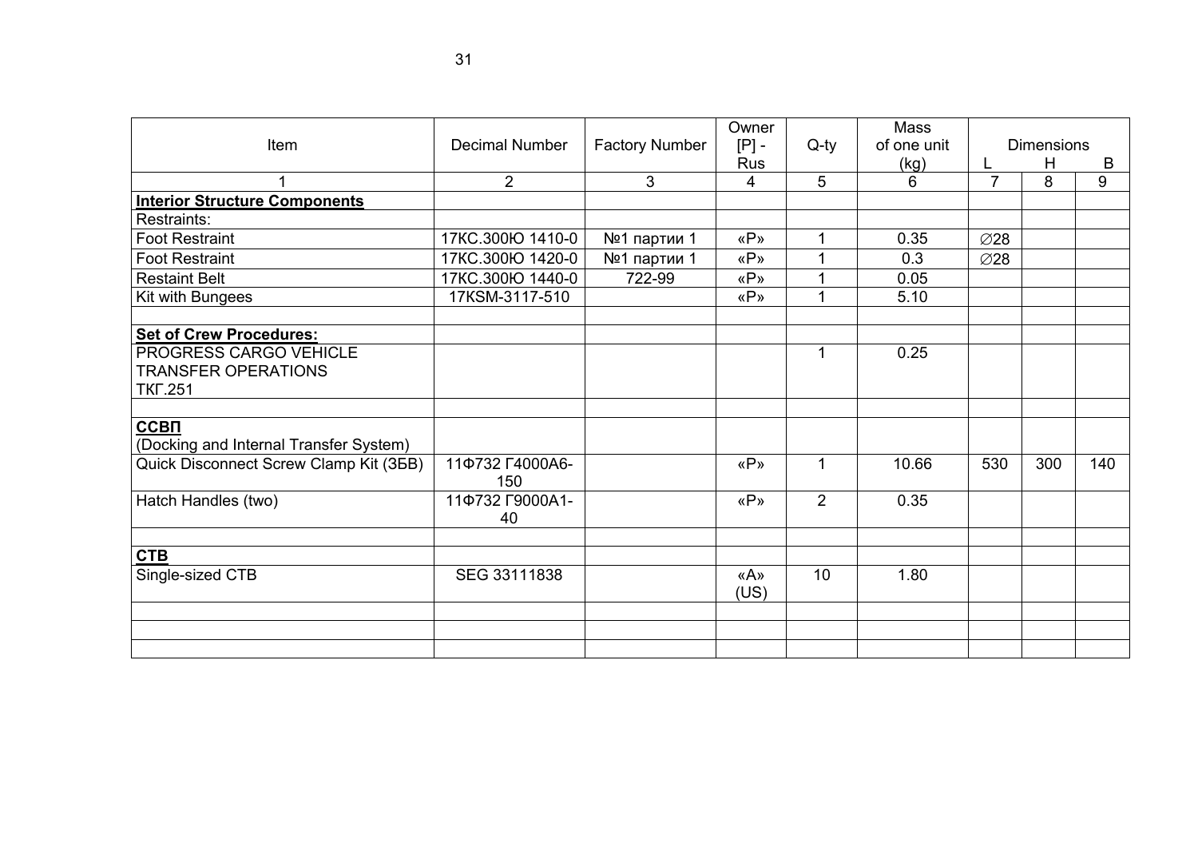| Item | Decimal Number | Factory Number | Owner [P] - Rus | Q-ty | Mass of one unit (kg) | Dimensions L | H | B |
|---|---|---|---|---|---|---|---|---|
| 1 | 2 | 3 | 4 | 5 | 6 | 7 | 8 | 9 |
| **Interior Structure Components** | | | | | | | | |
| Restraints: | | | | | | | | |
| Foot Restraint | 17КС.300Ю 1410-0 | №1 партии 1 | «Р» | 1 | 0.35 | ∅28 | | |
| Foot Restraint | 17КС.300Ю 1420-0 | №1 партии 1 | «Р» | 1 | 0.3 | ∅28 | | |
| Restaint Belt | 17КС.300Ю 1440-0 | 722-99 | «Р» | 1 | 0.05 | | | |
| Kit with Bungees | 17KSM-3117-510 | | «Р» | 1 | 5.10 | | | |
| | | | | | | | | |
| **Set of Crew Procedures:** | | | | | | | | |
| PROGRESS CARGO VEHICLE TRANSFER OPERATIONS ТКГ.251 | | | | 1 | 0.25 | | | |
| | | | | | | | | |
| **ССВП** (Docking and Internal Transfer System) | | | | | | | | |
| Quick Disconnect Screw Clamp Kit (ЗБВ) | 11Ф732 Г4000А6-150 | | «Р» | 1 | 10.66 | 530 | 300 | 140 |
| Hatch Handles (two) | 11Ф732 Г9000А1-40 | | «Р» | 2 | 0.35 | | | |
| | | | | | | | | |
| **CTB** | | | | | | | | |
| Single-sized CTB | SEG 33111838 | | «А» (US) | 10 | 1.80 | | | |
| | | | | | | | | |
| | | | | | | | | |
| | | | | | | | | |